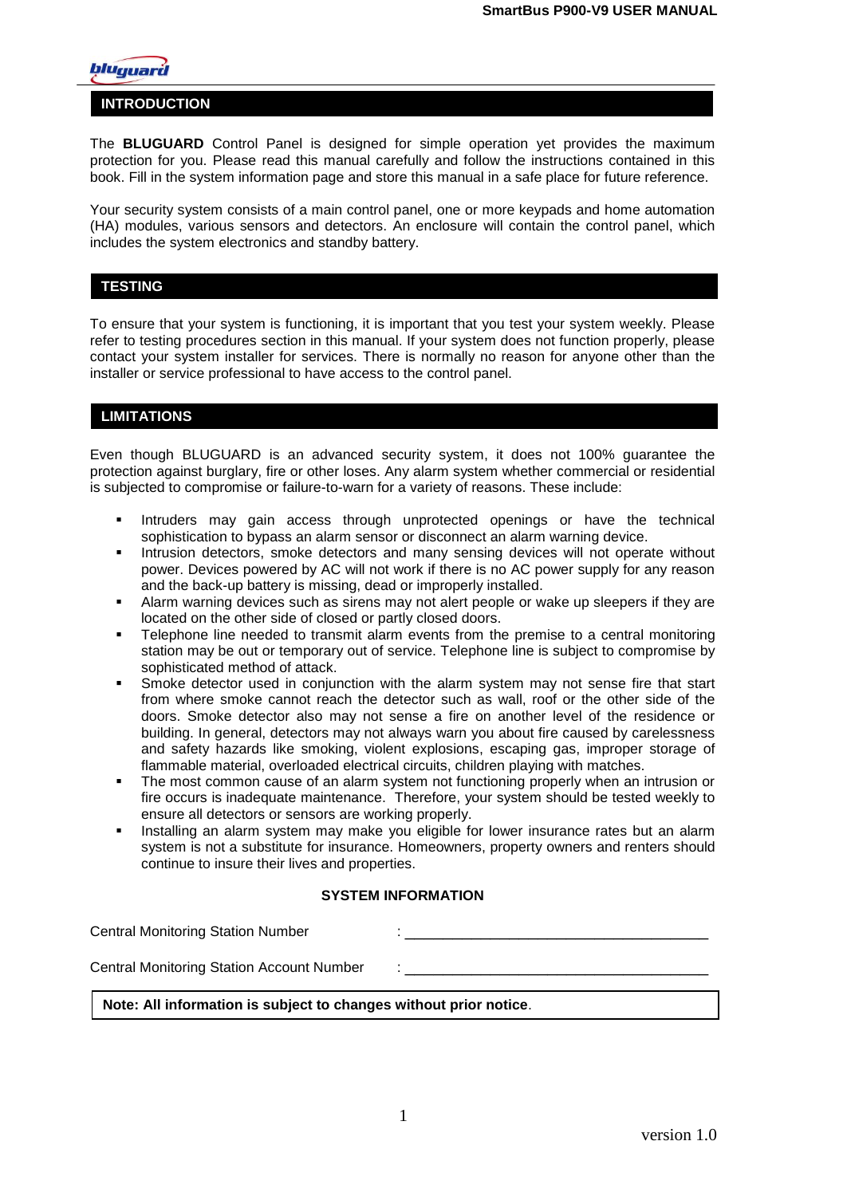## INTRODUCTION

The **BLUGUARD** Control Panel is designed for simple operation yet provides the maximum protection for you. Please read this manual carefully and follow the instructions contained in this book. Fill in the system information page and store this manual in a safe place for future reference.

Your security system consists of a main control panel, one or more keypads and home automation (HA) modules, various sensors and detectors. An enclosure will contain the control panel, which includes the system electronics and standby battery.

## TESTING

To ensure that your system is functioning, it is important that you test your system weekly. Please refer to testing procedures section in this manual. If your system does not function properly, please contact your system installer for services. There is normally no reason for anyone other than the installer or service professional to have access to the control panel.

## LIMITATIONS

Even though BLUGUARD is an advanced security system, it does not 100% guarantee the protection against burglary, fire or other loses. Any alarm system whether commercial or residential is subjected to compromise or failure-to-warn for a variety of reasons. These include:

- Intruders may gain access through unprotected openings or have the technical sophistication to bypass an alarm sensor or disconnect an alarm warning device.
- Intrusion detectors, smoke detectors and many sensing devices will not operate without power. Devices powered by AC will not work if there is no AC power supply for any reason and the back-up battery is missing, dead or improperly installed.
- Alarm warning devices such as sirens may not alert people or wake up sleepers if they are located on the other side of closed or partly closed doors.
- Telephone line needed to transmit alarm events from the premise to a central monitoring station may be out or temporary out of service. Telephone line is subject to compromise by sophisticated method of attack.
- Smoke detector used in conjunction with the alarm system may not sense fire that start from where smoke cannot reach the detector such as wall, roof or the other side of the doors. Smoke detector also may not sense a fire on another level of the residence or building. In general, detectors may not always warn you about fire caused by carelessness and safety hazards like smoking, violent explosions, escaping gas, improper storage of flammable material, overloaded electrical circuits, children playing with matches.
- The most common cause of an alarm system not functioning properly when an intrusion or fire occurs is inadequate maintenance. Therefore, your system should be tested weekly to ensure all detectors or sensors are working properly.
- Installing an alarm system may make you eligible for lower insurance rates but an alarm system is not a substitute for insurance. Homeowners, property owners and renters should continue to insure their lives and properties.

### SYSTEM INFORMATION

Central Monitoring Station Number : ______________________________________

Central Monitoring Station Account Number : ______________________________________

**Note: All information is subject to changes without prior notice**.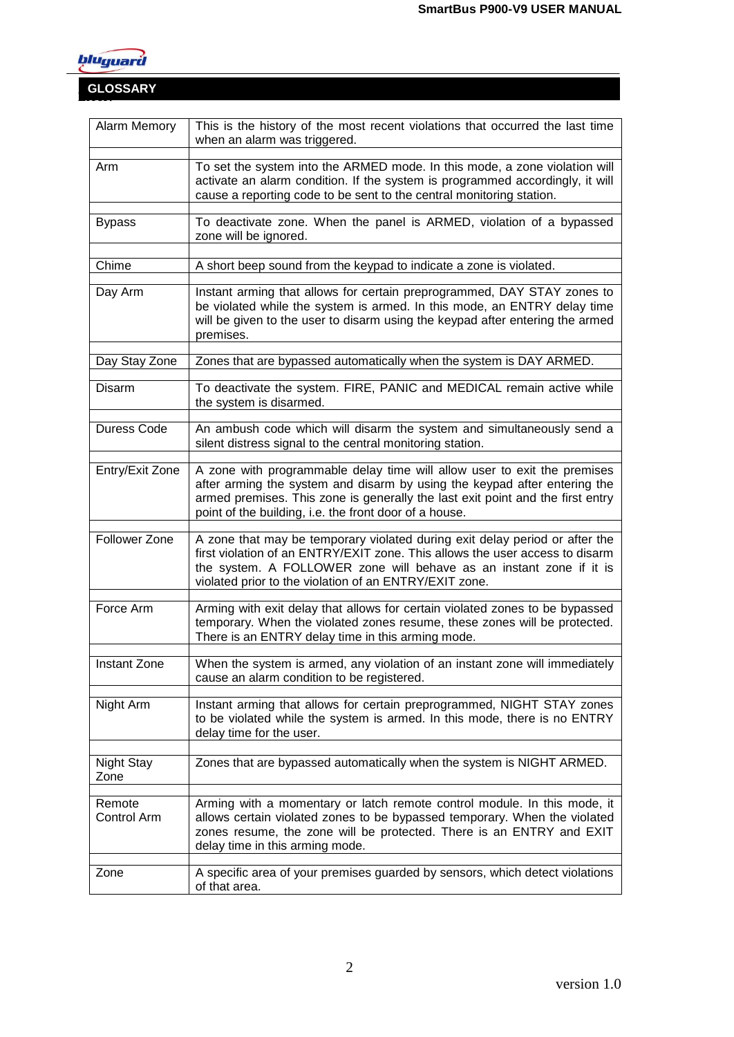## GLOSSARY

| Term | Definition |
|---|---|
| Alarm Memory | This is the history of the most recent violations that occurred the last time when an alarm was triggered. |
| Arm | To set the system into the ARMED mode. In this mode, a zone violation will activate an alarm condition. If the system is programmed accordingly, it will cause a reporting code to be sent to the central monitoring station. |
| Bypass | To deactivate zone. When the panel is ARMED, violation of a bypassed zone will be ignored. |
| Chime | A short beep sound from the keypad to indicate a zone is violated. |
| Day Arm | Instant arming that allows for certain preprogrammed, DAY STAY zones to be violated while the system is armed. In this mode, an ENTRY delay time will be given to the user to disarm using the keypad after entering the armed premises. |
| Day Stay Zone | Zones that are bypassed automatically when the system is DAY ARMED. |
| Disarm | To deactivate the system. FIRE, PANIC and MEDICAL remain active while the system is disarmed. |
| Duress Code | An ambush code which will disarm the system and simultaneously send a silent distress signal to the central monitoring station. |
| Entry/Exit Zone | A zone with programmable delay time will allow user to exit the premises after arming the system and disarm by using the keypad after entering the armed premises. This zone is generally the last exit point and the first entry point of the building, i.e. the front door of a house. |
| Follower Zone | A zone that may be temporary violated during exit delay period or after the first violation of an ENTRY/EXIT zone. This allows the user access to disarm the system. A FOLLOWER zone will behave as an instant zone if it is violated prior to the violation of an ENTRY/EXIT zone. |
| Force Arm | Arming with exit delay that allows for certain violated zones to be bypassed temporary. When the violated zones resume, these zones will be protected. There is an ENTRY delay time in this arming mode. |
| Instant Zone | When the system is armed, any violation of an instant zone will immediately cause an alarm condition to be registered. |
| Night Arm | Instant arming that allows for certain preprogrammed, NIGHT STAY zones to be violated while the system is armed. In this mode, there is no ENTRY delay time for the user. |
| Night Stay Zone | Zones that are bypassed automatically when the system is NIGHT ARMED. |
| Remote Control Arm | Arming with a momentary or latch remote control module. In this mode, it allows certain violated zones to be bypassed temporary. When the violated zones resume, the zone will be protected. There is an ENTRY and EXIT delay time in this arming mode. |
| Zone | A specific area of your premises guarded by sensors, which detect violations of that area. |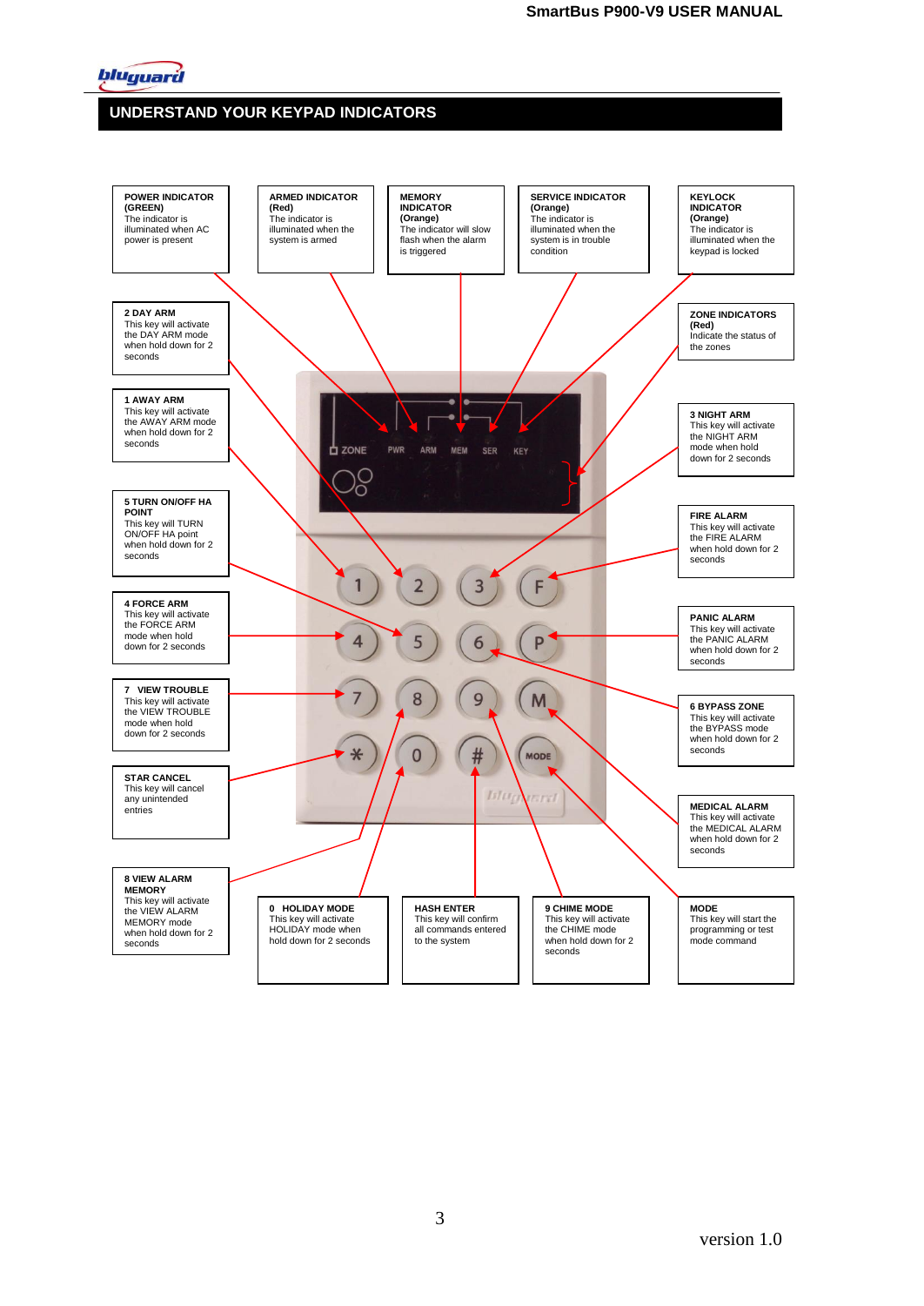## UNDERSTAND YOUR KEYPAD INDICATORS

**POWER INDICATOR (GREEN)**
The indicator is illuminated when AC power is present

**ARMED INDICATOR (Red)**
The indicator is illuminated when the system is armed

**MEMORY INDICATOR (Orange)**
The indicator will slow flash when the alarm is triggered

**SERVICE INDICATOR (Orange)**
The indicator is illuminated when the system is in trouble condition

**KEYLOCK INDICATOR (Orange)**
The indicator is illuminated when the keypad is locked

**2 DAY ARM**
This key will activate the DAY ARM mode when hold down for 2 seconds

**ZONE INDICATORS (Red)**
Indicate the status of the zones

**1 AWAY ARM**
This key will activate the AWAY ARM mode when hold down for 2 seconds

**3 NIGHT ARM**
This key will activate the NIGHT ARM mode when hold down for 2 seconds

**5 TURN ON/OFF HA POINT**
This key will TURN ON/OFF HA point when hold down for 2 seconds

**FIRE ALARM**
This key will activate the FIRE ALARM when hold down for 2 seconds

**4 FORCE ARM**
This key will activate the FORCE ARM mode when hold down for 2 seconds

**PANIC ALARM**
This key will activate the PANIC ALARM when hold down for 2 seconds

**7 VIEW TROUBLE**
This key will activate the VIEW TROUBLE mode when hold down for 2 seconds

**6 BYPASS ZONE**
This key will activate the BYPASS mode when hold down for 2 seconds

**STAR CANCEL**
This key will cancel any unintended entries

**MEDICAL ALARM**
This key will activate the MEDICAL ALARM when hold down for 2 seconds

**8 VIEW ALARM MEMORY**
This key will activate the VIEW ALARM MEMORY mode when hold down for 2 seconds

**0 HOLIDAY MODE**
This key will activate HOLIDAY mode when hold down for 2 seconds

**HASH ENTER**
This key will confirm all commands entered to the system

**9 CHIME MODE**
This key will activate the CHIME mode when hold down for 2 seconds

**MODE**
This key will start the programming or test mode command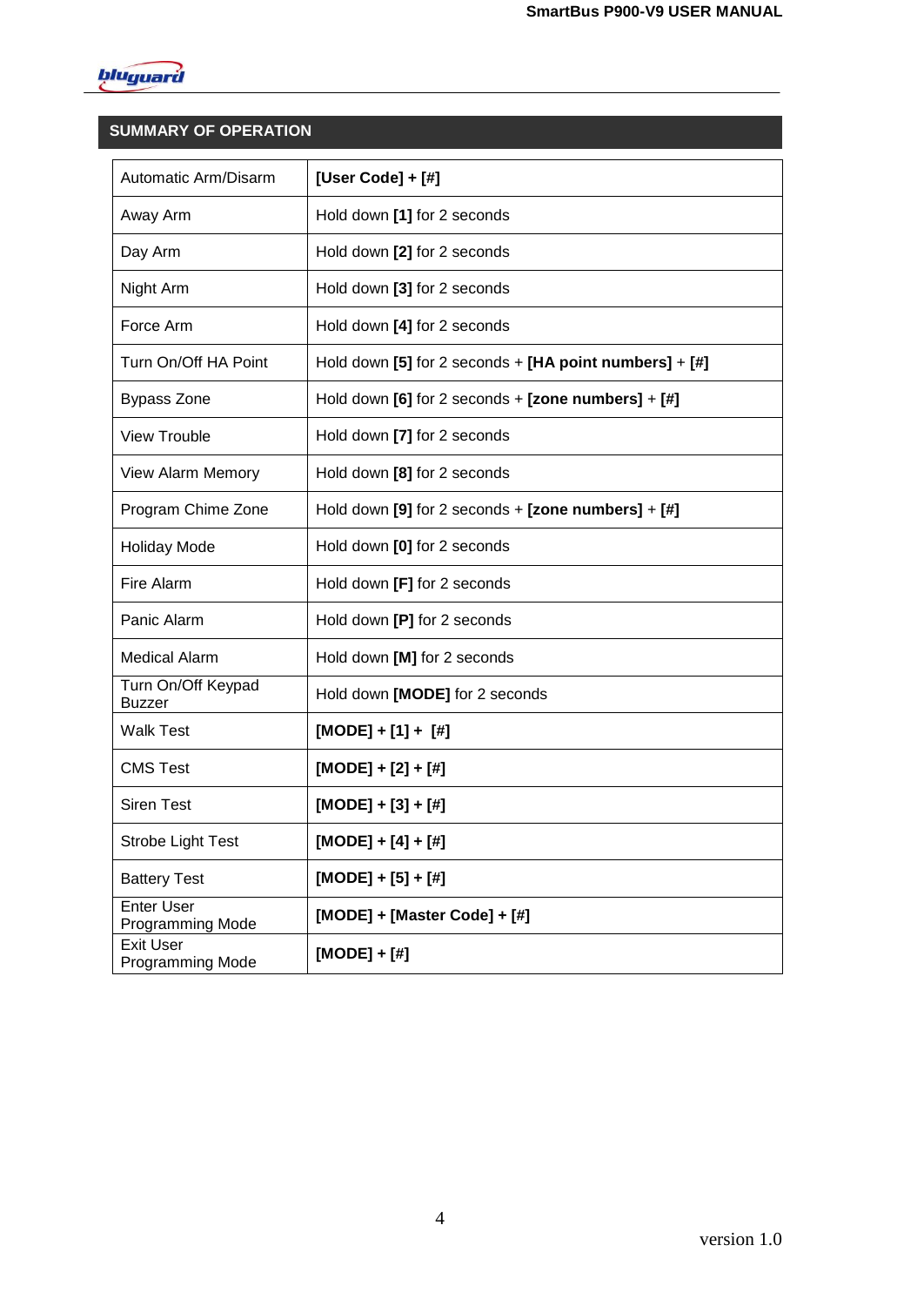## SUMMARY OF OPERATION

| | |
|---|---|
| Automatic Arm/Disarm | **[User Code] + [#]** |
| Away Arm | Hold down **[1]** for 2 seconds |
| Day Arm | Hold down **[2]** for 2 seconds |
| Night Arm | Hold down **[3]** for 2 seconds |
| Force Arm | Hold down **[4]** for 2 seconds |
| Turn On/Off HA Point | Hold down **[5]** for 2 seconds + **[HA point numbers]** + **[#]** |
| Bypass Zone | Hold down **[6]** for 2 seconds + **[zone numbers]** + **[#]** |
| View Trouble | Hold down **[7]** for 2 seconds |
| View Alarm Memory | Hold down **[8]** for 2 seconds |
| Program Chime Zone | Hold down **[9]** for 2 seconds + **[zone numbers]** + **[#]** |
| Holiday Mode | Hold down **[0]** for 2 seconds |
| Fire Alarm | Hold down **[F]** for 2 seconds |
| Panic Alarm | Hold down **[P]** for 2 seconds |
| Medical Alarm | Hold down **[M]** for 2 seconds |
| Turn On/Off Keypad Buzzer | Hold down **[MODE]** for 2 seconds |
| Walk Test | **[MODE] + [1] + [#]** |
| CMS Test | **[MODE] + [2] + [#]** |
| Siren Test | **[MODE] + [3] + [#]** |
| Strobe Light Test | **[MODE] + [4] + [#]** |
| Battery Test | **[MODE] + [5] + [#]** |
| Enter User Programming Mode | **[MODE] + [Master Code] + [#]** |
| Exit User Programming Mode | **[MODE] + [#]** |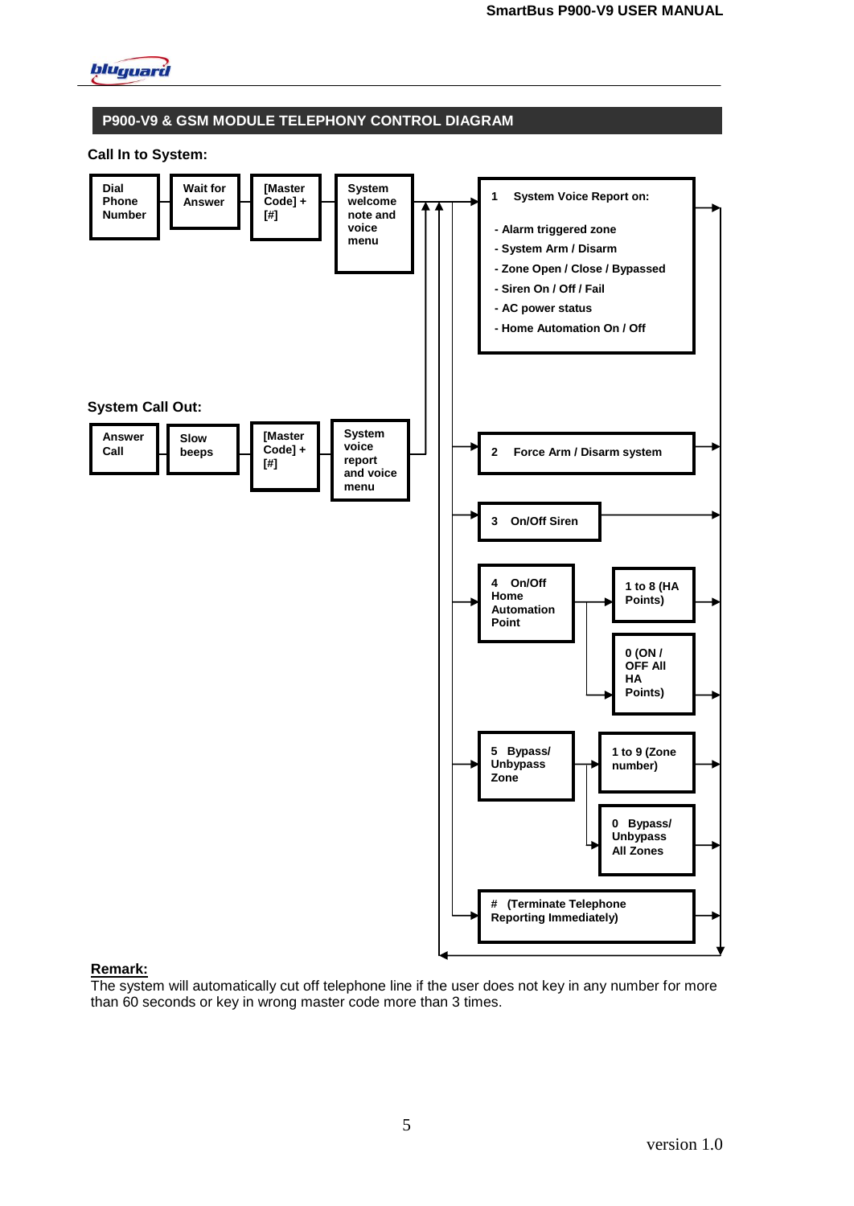## P900-V9 & GSM MODULE TELEPHONY CONTROL DIAGRAM

**Call In to System:**

Dial Phone Number → Wait for Answer → [Master Code] + [#] → System welcome note and voice menu

**System Call Out:**

Answer Call → Slow beeps → [Master Code] + [#] → System voice report and voice menu

**Menu options:**

1 System Voice Report on:
- Alarm triggered zone
- System Arm / Disarm
- Zone Open / Close / Bypassed
- Siren On / Off / Fail
- AC power status
- Home Automation On / Off

2 Force Arm / Disarm system

3 On/Off Siren

4 On/Off Home Automation Point
- 1 to 8 (HA Points)
- 0 (ON / OFF All HA Points)

5 Bypass/ Unbypass Zone
- 1 to 9 (Zone number)
- 0 Bypass/ Unbypass All Zones

# (Terminate Telephone Reporting Immediately)

**Remark:**
The system will automatically cut off telephone line if the user does not key in any number for more than 60 seconds or key in wrong master code more than 3 times.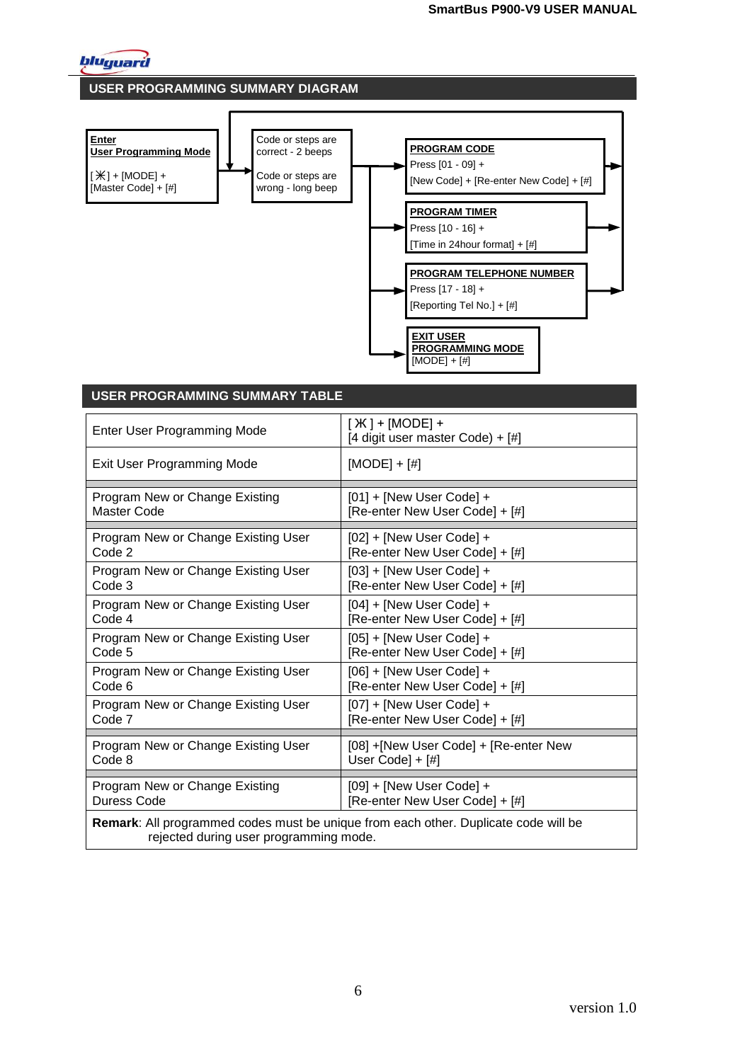## USER PROGRAMMING SUMMARY DIAGRAM

**Enter User Programming Mode**

[✳] + [MODE] + [Master Code] + [#]

Code or steps are correct - 2 beeps

Code or steps are wrong - long beep

**PROGRAM CODE**
Press [01 - 09] +
[New Code] + [Re-enter New Code] + [#]

**PROGRAM TIMER**
Press [10 - 16] +
[Time in 24hour format] + [#]

**PROGRAM TELEPHONE NUMBER**
Press [17 - 18] +
[Reporting Tel No.] + [#]

**EXIT USER PROGRAMMING MODE**
[MODE] + [#]

## USER PROGRAMMING SUMMARY TABLE

| | |
|---|---|
| Enter User Programming Mode | [ ✳ ] + [MODE] + [4 digit user master Code) + [#] |
| Exit User Programming Mode | [MODE] + [#] |
| Program New or Change Existing Master Code | [01] + [New User Code] + [Re-enter New User Code] + [#] |
| Program New or Change Existing User Code 2 | [02] + [New User Code] + [Re-enter New User Code] + [#] |
| Program New or Change Existing User Code 3 | [03] + [New User Code] + [Re-enter New User Code] + [#] |
| Program New or Change Existing User Code 4 | [04] + [New User Code] + [Re-enter New User Code] + [#] |
| Program New or Change Existing User Code 5 | [05] + [New User Code] + [Re-enter New User Code] + [#] |
| Program New or Change Existing User Code 6 | [06] + [New User Code] + [Re-enter New User Code] + [#] |
| Program New or Change Existing User Code 7 | [07] + [New User Code] + [Re-enter New User Code] + [#] |
| Program New or Change Existing User Code 8 | [08] +[New User Code] + [Re-enter New User Code] + [#] |
| Program New or Change Existing Duress Code | [09] + [New User Code] + [Re-enter New User Code] + [#] |

**Remark**: All programmed codes must be unique from each other. Duplicate code will be rejected during user programming mode.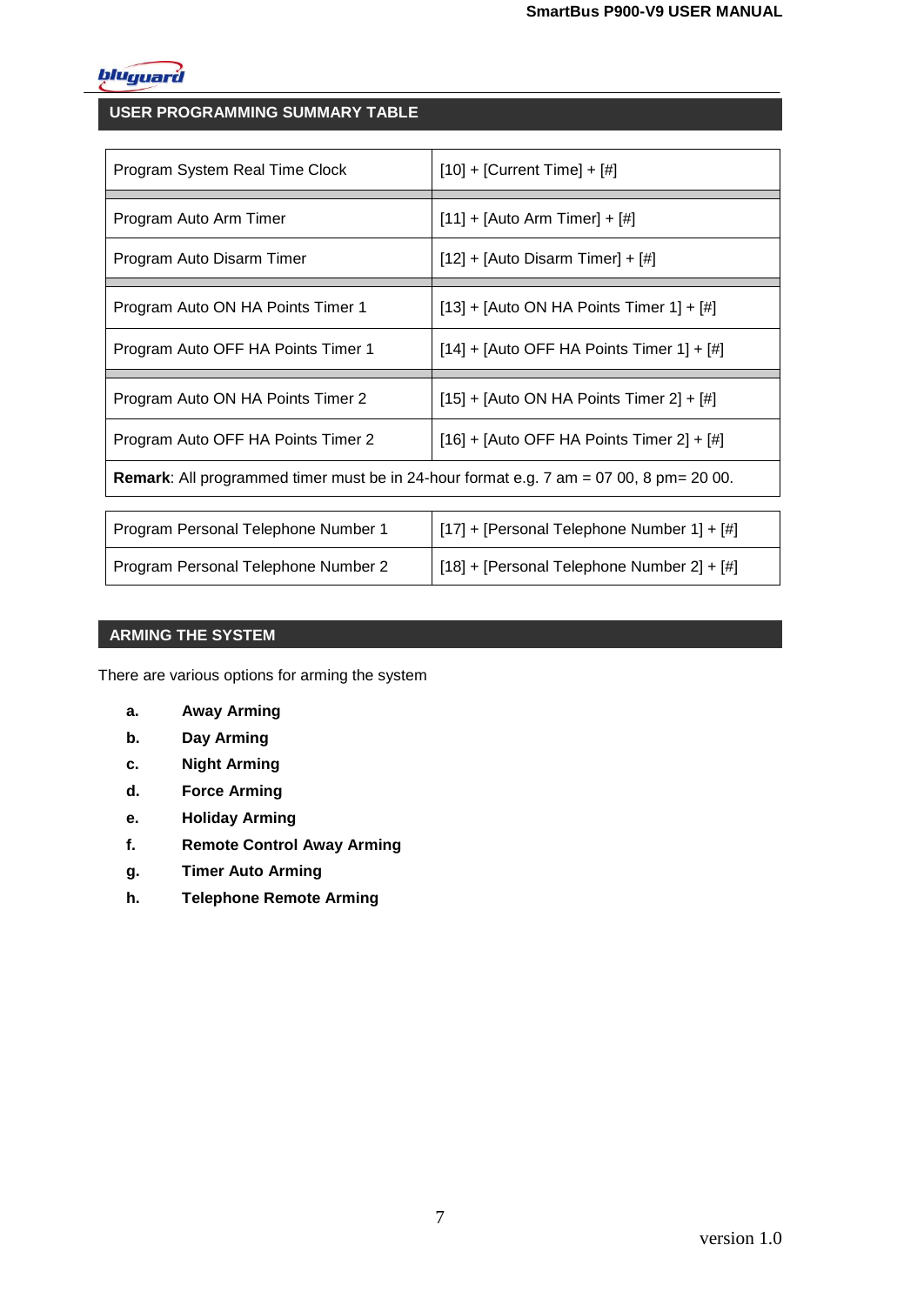## USER PROGRAMMING SUMMARY TABLE

| | |
|---|---|
| Program System Real Time Clock | [10] + [Current Time] + [#] |
| Program Auto Arm Timer | [11] + [Auto Arm Timer] + [#] |
| Program Auto Disarm Timer | [12] + [Auto Disarm Timer] + [#] |
| Program Auto ON HA Points Timer 1 | [13] + [Auto ON HA Points Timer 1] + [#] |
| Program Auto OFF HA Points Timer 1 | [14] + [Auto OFF HA Points Timer 1] + [#] |
| Program Auto ON HA Points Timer 2 | [15] + [Auto ON HA Points Timer 2] + [#] |
| Program Auto OFF HA Points Timer 2 | [16] + [Auto OFF HA Points Timer 2] + [#] |
| **Remark**: All programmed timer must be in 24-hour format e.g. 7 am = 07 00, 8 pm= 20 00. | |

| | |
|---|---|
| Program Personal Telephone Number 1 | [17] + [Personal Telephone Number 1] + [#] |
| Program Personal Telephone Number 2 | [18] + [Personal Telephone Number 2] + [#] |

## ARMING THE SYSTEM

There are various options for arming the system

- **a.** **Away Arming**
- **b.** **Day Arming**
- **c.** **Night Arming**
- **d.** **Force Arming**
- **e.** **Holiday Arming**
- **f.** **Remote Control Away Arming**
- **g.** **Timer Auto Arming**
- **h.** **Telephone Remote Arming**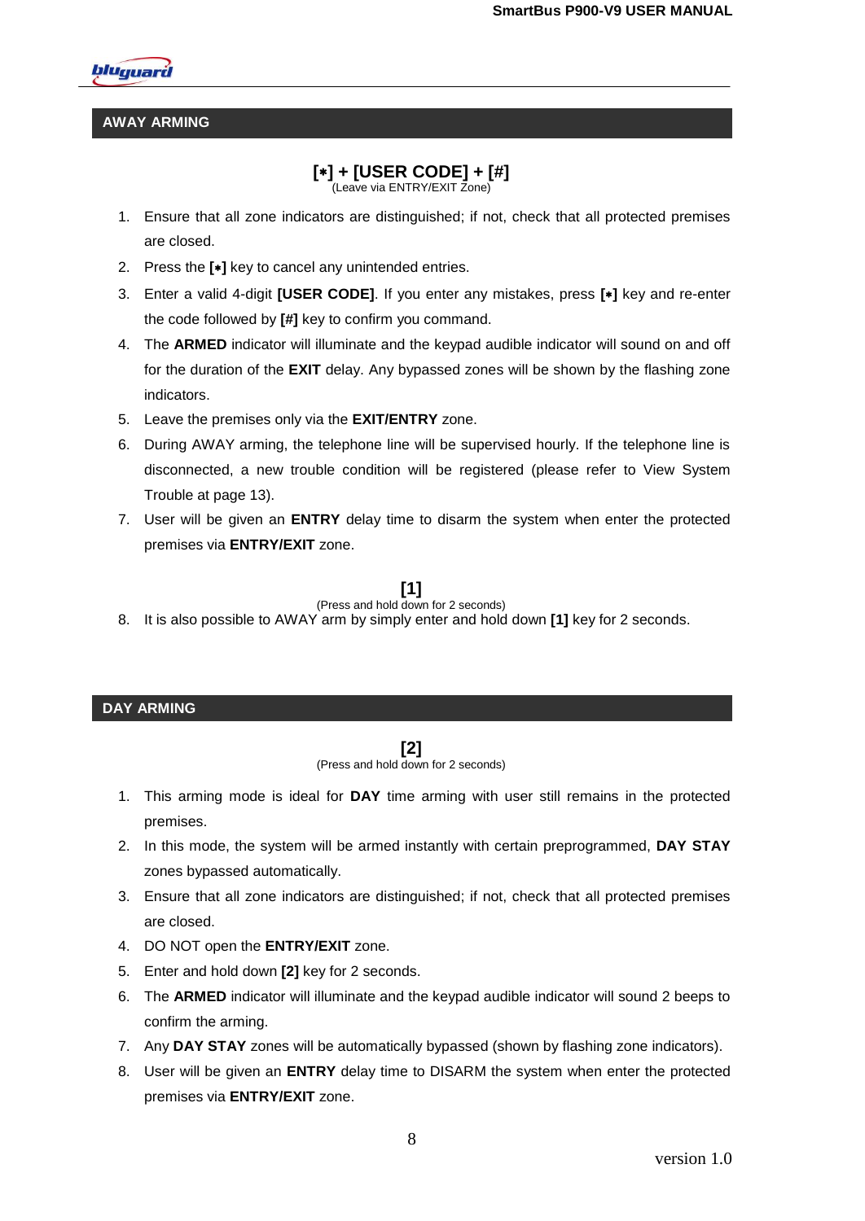## AWAY ARMING

**[∗] + [USER CODE] + [#]**
(Leave via ENTRY/EXIT Zone)

1. Ensure that all zone indicators are distinguished; if not, check that all protected premises are closed.
2. Press the **[∗]** key to cancel any unintended entries.
3. Enter a valid 4-digit **[USER CODE]**. If you enter any mistakes, press **[∗]** key and re-enter the code followed by **[#]** key to confirm you command.
4. The **ARMED** indicator will illuminate and the keypad audible indicator will sound on and off for the duration of the **EXIT** delay. Any bypassed zones will be shown by the flashing zone indicators.
5. Leave the premises only via the **EXIT/ENTRY** zone.
6. During AWAY arming, the telephone line will be supervised hourly. If the telephone line is disconnected, a new trouble condition will be registered (please refer to View System Trouble at page 13).
7. User will be given an **ENTRY** delay time to disarm the system when enter the protected premises via **ENTRY/EXIT** zone.

**[1]**
(Press and hold down for 2 seconds)

8. It is also possible to AWAY arm by simply enter and hold down **[1]** key for 2 seconds.

## DAY ARMING

**[2]**
(Press and hold down for 2 seconds)

1. This arming mode is ideal for **DAY** time arming with user still remains in the protected premises.
2. In this mode, the system will be armed instantly with certain preprogrammed, **DAY STAY** zones bypassed automatically.
3. Ensure that all zone indicators are distinguished; if not, check that all protected premises are closed.
4. DO NOT open the **ENTRY/EXIT** zone.
5. Enter and hold down **[2]** key for 2 seconds.
6. The **ARMED** indicator will illuminate and the keypad audible indicator will sound 2 beeps to confirm the arming.
7. Any **DAY STAY** zones will be automatically bypassed (shown by flashing zone indicators).
8. User will be given an **ENTRY** delay time to DISARM the system when enter the protected premises via **ENTRY/EXIT** zone.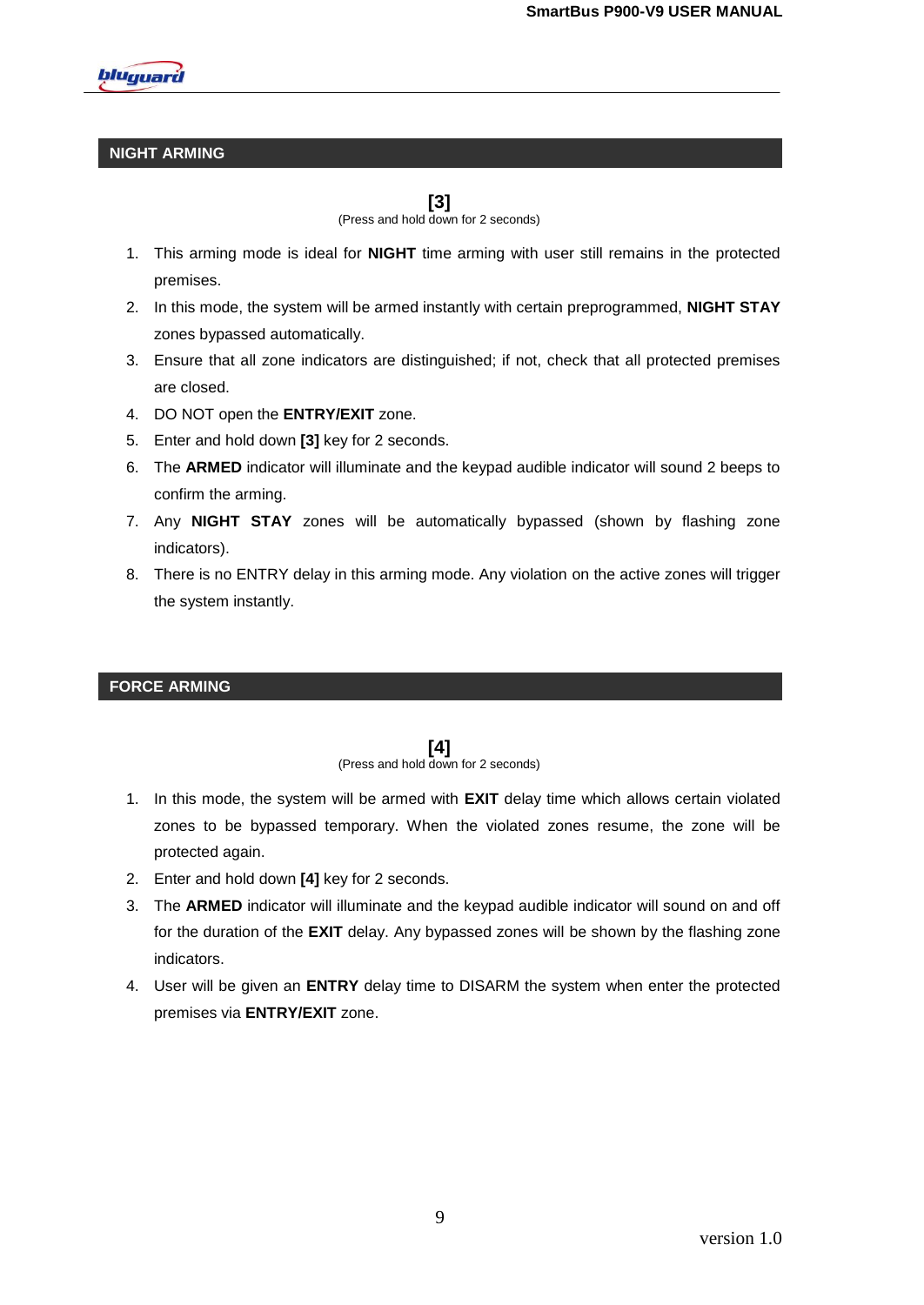## NIGHT ARMING

**[3]**
(Press and hold down for 2 seconds)

1. This arming mode is ideal for **NIGHT** time arming with user still remains in the protected premises.
2. In this mode, the system will be armed instantly with certain preprogrammed, **NIGHT STAY** zones bypassed automatically.
3. Ensure that all zone indicators are distinguished; if not, check that all protected premises are closed.
4. DO NOT open the **ENTRY/EXIT** zone.
5. Enter and hold down **[3]** key for 2 seconds.
6. The **ARMED** indicator will illuminate and the keypad audible indicator will sound 2 beeps to confirm the arming.
7. Any **NIGHT STAY** zones will be automatically bypassed (shown by flashing zone indicators).
8. There is no ENTRY delay in this arming mode. Any violation on the active zones will trigger the system instantly.

## FORCE ARMING

**[4]**
(Press and hold down for 2 seconds)

1. In this mode, the system will be armed with **EXIT** delay time which allows certain violated zones to be bypassed temporary. When the violated zones resume, the zone will be protected again.
2. Enter and hold down **[4]** key for 2 seconds.
3. The **ARMED** indicator will illuminate and the keypad audible indicator will sound on and off for the duration of the **EXIT** delay. Any bypassed zones will be shown by the flashing zone indicators.
4. User will be given an **ENTRY** delay time to DISARM the system when enter the protected premises via **ENTRY/EXIT** zone.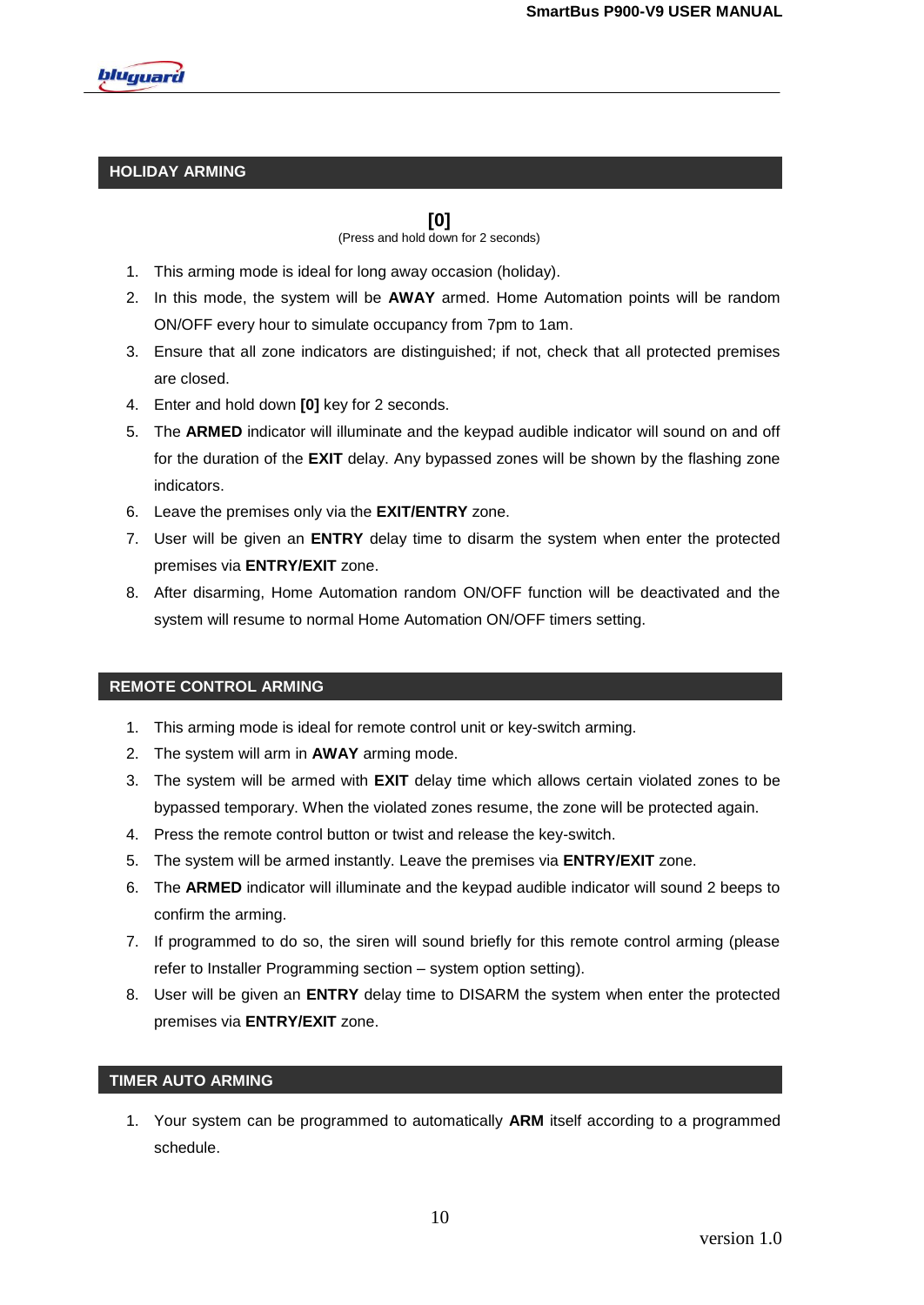## HOLIDAY ARMING

**[0]**
(Press and hold down for 2 seconds)

1. This arming mode is ideal for long away occasion (holiday).
2. In this mode, the system will be **AWAY** armed. Home Automation points will be random ON/OFF every hour to simulate occupancy from 7pm to 1am.
3. Ensure that all zone indicators are distinguished; if not, check that all protected premises are closed.
4. Enter and hold down **[0]** key for 2 seconds.
5. The **ARMED** indicator will illuminate and the keypad audible indicator will sound on and off for the duration of the **EXIT** delay. Any bypassed zones will be shown by the flashing zone indicators.
6. Leave the premises only via the **EXIT/ENTRY** zone.
7. User will be given an **ENTRY** delay time to disarm the system when enter the protected premises via **ENTRY/EXIT** zone.
8. After disarming, Home Automation random ON/OFF function will be deactivated and the system will resume to normal Home Automation ON/OFF timers setting.

## REMOTE CONTROL ARMING

1. This arming mode is ideal for remote control unit or key-switch arming.
2. The system will arm in **AWAY** arming mode.
3. The system will be armed with **EXIT** delay time which allows certain violated zones to be bypassed temporary. When the violated zones resume, the zone will be protected again.
4. Press the remote control button or twist and release the key-switch.
5. The system will be armed instantly. Leave the premises via **ENTRY/EXIT** zone.
6. The **ARMED** indicator will illuminate and the keypad audible indicator will sound 2 beeps to confirm the arming.
7. If programmed to do so, the siren will sound briefly for this remote control arming (please refer to Installer Programming section – system option setting).
8. User will be given an **ENTRY** delay time to DISARM the system when enter the protected premises via **ENTRY/EXIT** zone.

## TIMER AUTO ARMING

1. Your system can be programmed to automatically **ARM** itself according to a programmed schedule.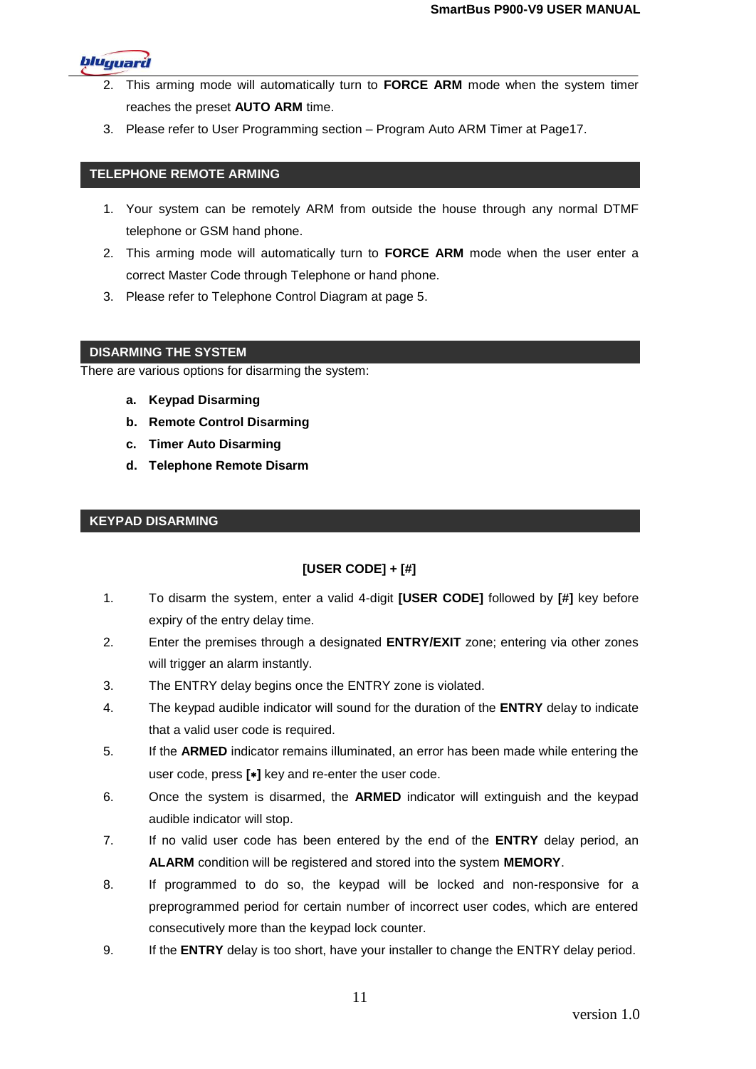2. This arming mode will automatically turn to **FORCE ARM** mode when the system timer reaches the preset **AUTO ARM** time.
3. Please refer to User Programming section – Program Auto ARM Timer at Page17.

## TELEPHONE REMOTE ARMING

1. Your system can be remotely ARM from outside the house through any normal DTMF telephone or GSM hand phone.
2. This arming mode will automatically turn to **FORCE ARM** mode when the user enter a correct Master Code through Telephone or hand phone.
3. Please refer to Telephone Control Diagram at page 5.

## DISARMING THE SYSTEM

There are various options for disarming the system:

- **a. Keypad Disarming**
- **b. Remote Control Disarming**
- **c. Timer Auto Disarming**
- **d. Telephone Remote Disarm**

## KEYPAD DISARMING

**[USER CODE] + [#]**

1. To disarm the system, enter a valid 4-digit **[USER CODE]** followed by **[#]** key before expiry of the entry delay time.
2. Enter the premises through a designated **ENTRY/EXIT** zone; entering via other zones will trigger an alarm instantly.
3. The ENTRY delay begins once the ENTRY zone is violated.
4. The keypad audible indicator will sound for the duration of the **ENTRY** delay to indicate that a valid user code is required.
5. If the **ARMED** indicator remains illuminated, an error has been made while entering the user code, press **[*]** key and re-enter the user code.
6. Once the system is disarmed, the **ARMED** indicator will extinguish and the keypad audible indicator will stop.
7. If no valid user code has been entered by the end of the **ENTRY** delay period, an **ALARM** condition will be registered and stored into the system **MEMORY**.
8. If programmed to do so, the keypad will be locked and non-responsive for a preprogrammed period for certain number of incorrect user codes, which are entered consecutively more than the keypad lock counter.
9. If the **ENTRY** delay is too short, have your installer to change the ENTRY delay period.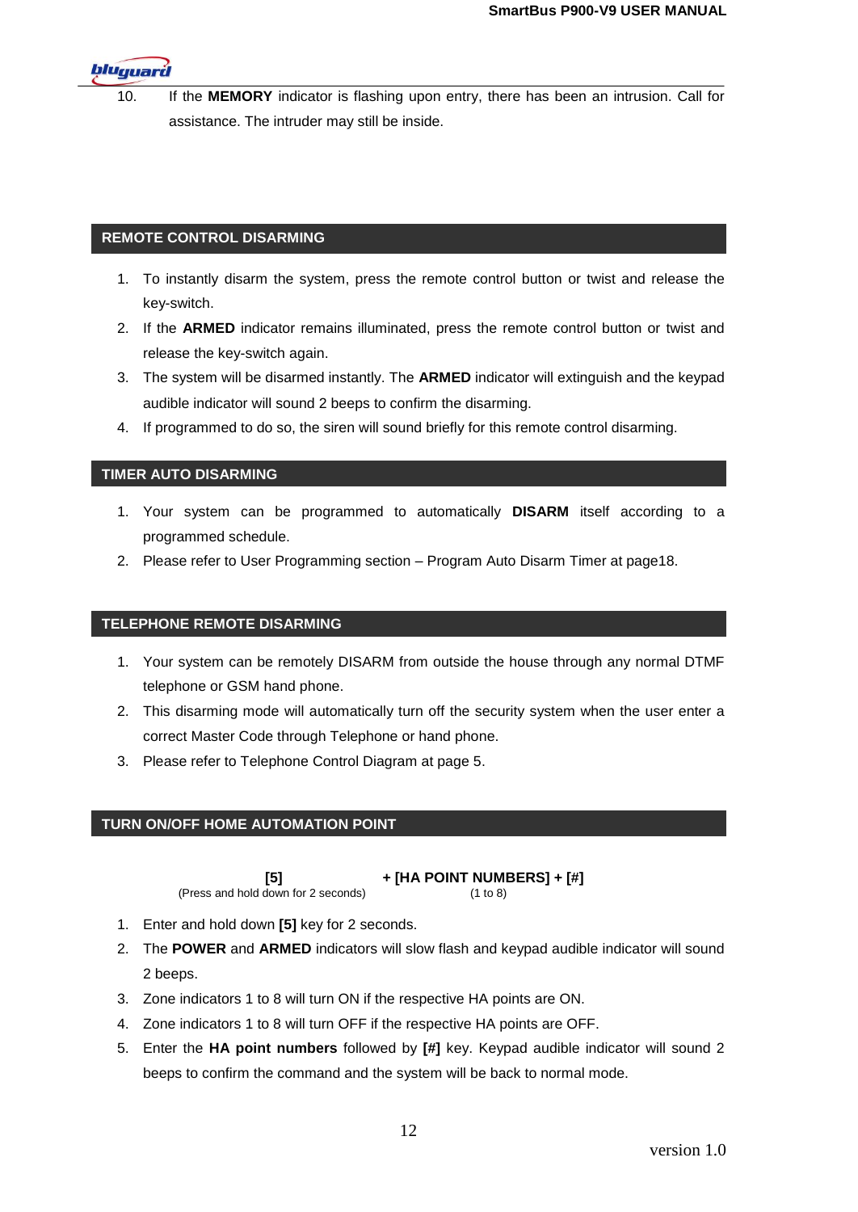10. If the **MEMORY** indicator is flashing upon entry, there has been an intrusion. Call for assistance. The intruder may still be inside.

## REMOTE CONTROL DISARMING

1. To instantly disarm the system, press the remote control button or twist and release the key-switch.
2. If the **ARMED** indicator remains illuminated, press the remote control button or twist and release the key-switch again.
3. The system will be disarmed instantly. The **ARMED** indicator will extinguish and the keypad audible indicator will sound 2 beeps to confirm the disarming.
4. If programmed to do so, the siren will sound briefly for this remote control disarming.

## TIMER AUTO DISARMING

1. Your system can be programmed to automatically **DISARM** itself according to a programmed schedule.
2. Please refer to User Programming section – Program Auto Disarm Timer at page18.

## TELEPHONE REMOTE DISARMING

1. Your system can be remotely DISARM from outside the house through any normal DTMF telephone or GSM hand phone.
2. This disarming mode will automatically turn off the security system when the user enter a correct Master Code through Telephone or hand phone.
3. Please refer to Telephone Control Diagram at page 5.

## TURN ON/OFF HOME AUTOMATION POINT

**[5]** (Press and hold down for 2 seconds) **+ [HA POINT NUMBERS] + [#]** (1 to 8)

1. Enter and hold down **[5]** key for 2 seconds.
2. The **POWER** and **ARMED** indicators will slow flash and keypad audible indicator will sound 2 beeps.
3. Zone indicators 1 to 8 will turn ON if the respective HA points are ON.
4. Zone indicators 1 to 8 will turn OFF if the respective HA points are OFF.
5. Enter the **HA point numbers** followed by **[#]** key. Keypad audible indicator will sound 2 beeps to confirm the command and the system will be back to normal mode.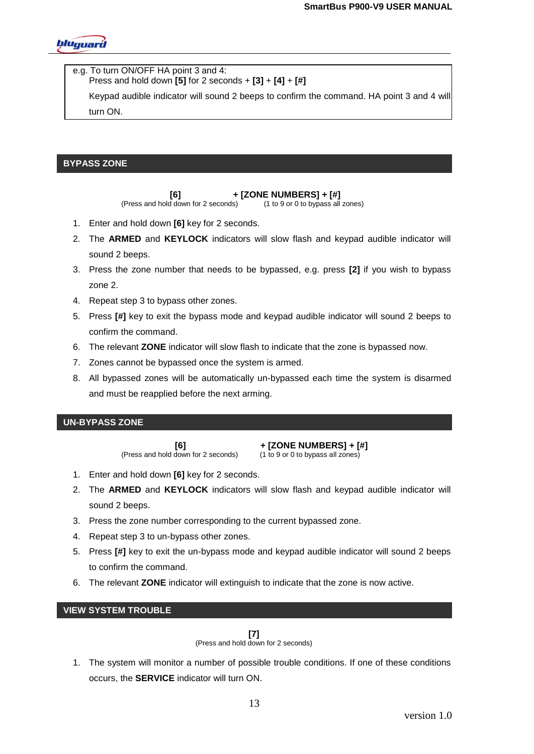e.g. To turn ON/OFF HA point 3 and 4:
Press and hold down **[5]** for 2 seconds + **[3]** + **[4]** + **[#]**

Keypad audible indicator will sound 2 beeps to confirm the command. HA point 3 and 4 will turn ON.

## BYPASS ZONE

**[6]** (Press and hold down for 2 seconds) **+ [ZONE NUMBERS] + [#]** (1 to 9 or 0 to bypass all zones)

1. Enter and hold down **[6]** key for 2 seconds.
2. The **ARMED** and **KEYLOCK** indicators will slow flash and keypad audible indicator will sound 2 beeps.
3. Press the zone number that needs to be bypassed, e.g. press **[2]** if you wish to bypass zone 2.
4. Repeat step 3 to bypass other zones.
5. Press **[#]** key to exit the bypass mode and keypad audible indicator will sound 2 beeps to confirm the command.
6. The relevant **ZONE** indicator will slow flash to indicate that the zone is bypassed now.
7. Zones cannot be bypassed once the system is armed.
8. All bypassed zones will be automatically un-bypassed each time the system is disarmed and must be reapplied before the next arming.

## UN-BYPASS ZONE

**[6]** (Press and hold down for 2 seconds) **+ [ZONE NUMBERS] + [#]** (1 to 9 or 0 to bypass all zones)

1. Enter and hold down **[6]** key for 2 seconds.
2. The **ARMED** and **KEYLOCK** indicators will slow flash and keypad audible indicator will sound 2 beeps.
3. Press the zone number corresponding to the current bypassed zone.
4. Repeat step 3 to un-bypass other zones.
5. Press **[#]** key to exit the un-bypass mode and keypad audible indicator will sound 2 beeps to confirm the command.
6. The relevant **ZONE** indicator will extinguish to indicate that the zone is now active.

## VIEW SYSTEM TROUBLE

**[7]** (Press and hold down for 2 seconds)

1. The system will monitor a number of possible trouble conditions. If one of these conditions occurs, the **SERVICE** indicator will turn ON.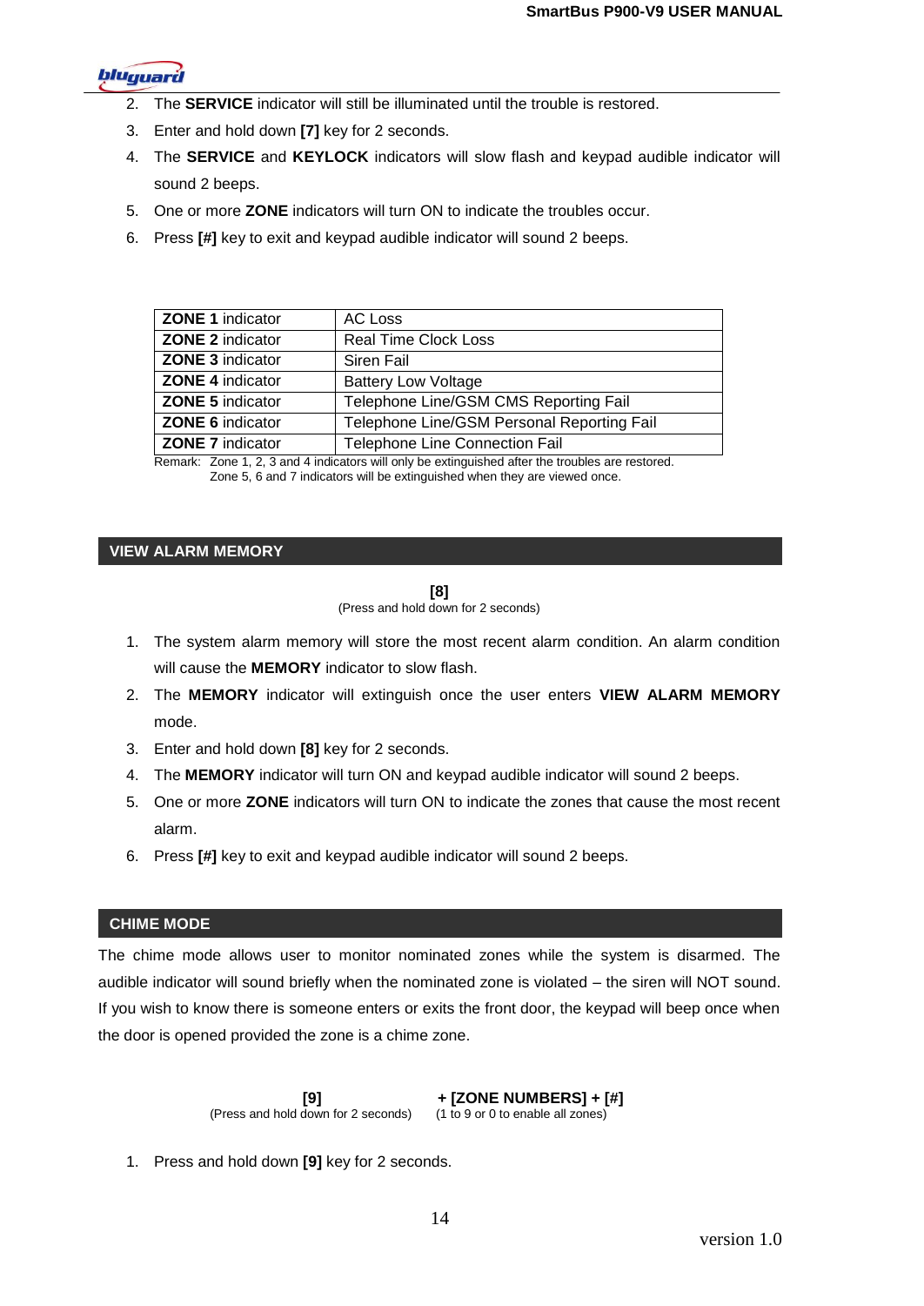2. The **SERVICE** indicator will still be illuminated until the trouble is restored.
3. Enter and hold down **[7]** key for 2 seconds.
4. The **SERVICE** and **KEYLOCK** indicators will slow flash and keypad audible indicator will sound 2 beeps.
5. One or more **ZONE** indicators will turn ON to indicate the troubles occur.
6. Press **[#]** key to exit and keypad audible indicator will sound 2 beeps.

| | |
|---|---|
| **ZONE 1** indicator | AC Loss |
| **ZONE 2** indicator | Real Time Clock Loss |
| **ZONE 3** indicator | Siren Fail |
| **ZONE 4** indicator | Battery Low Voltage |
| **ZONE 5** indicator | Telephone Line/GSM CMS Reporting Fail |
| **ZONE 6** indicator | Telephone Line/GSM Personal Reporting Fail |
| **ZONE 7** indicator | Telephone Line Connection Fail |

Remark: Zone 1, 2, 3 and 4 indicators will only be extinguished after the troubles are restored.
Zone 5, 6 and 7 indicators will be extinguished when they are viewed once.

## VIEW ALARM MEMORY

**[8]**
(Press and hold down for 2 seconds)

1. The system alarm memory will store the most recent alarm condition. An alarm condition will cause the **MEMORY** indicator to slow flash.
2. The **MEMORY** indicator will extinguish once the user enters **VIEW ALARM MEMORY** mode.
3. Enter and hold down **[8]** key for 2 seconds.
4. The **MEMORY** indicator will turn ON and keypad audible indicator will sound 2 beeps.
5. One or more **ZONE** indicators will turn ON to indicate the zones that cause the most recent alarm.
6. Press **[#]** key to exit and keypad audible indicator will sound 2 beeps.

## CHIME MODE

The chime mode allows user to monitor nominated zones while the system is disarmed. The audible indicator will sound briefly when the nominated zone is violated – the siren will NOT sound. If you wish to know there is someone enters or exits the front door, the keypad will beep once when the door is opened provided the zone is a chime zone.

**[9]** **+ [ZONE NUMBERS] + [#]**
(Press and hold down for 2 seconds) (1 to 9 or 0 to enable all zones)

1. Press and hold down **[9]** key for 2 seconds.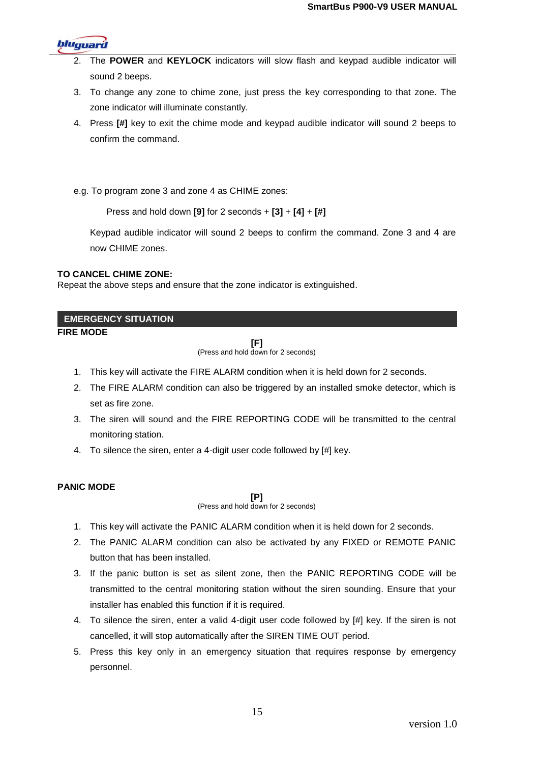2. The **POWER** and **KEYLOCK** indicators will slow flash and keypad audible indicator will sound 2 beeps.
3. To change any zone to chime zone, just press the key corresponding to that zone. The zone indicator will illuminate constantly.
4. Press **[#]** key to exit the chime mode and keypad audible indicator will sound 2 beeps to confirm the command.

e.g. To program zone 3 and zone 4 as CHIME zones:

Press and hold down **[9]** for 2 seconds + **[3]** + **[4]** + **[#]**

Keypad audible indicator will sound 2 beeps to confirm the command. Zone 3 and 4 are now CHIME zones.

**TO CANCEL CHIME ZONE:**
Repeat the above steps and ensure that the zone indicator is extinguished.

## EMERGENCY SITUATION

### FIRE MODE

**[F]**
(Press and hold down for 2 seconds)

1. This key will activate the FIRE ALARM condition when it is held down for 2 seconds.
2. The FIRE ALARM condition can also be triggered by an installed smoke detector, which is set as fire zone.
3. The siren will sound and the FIRE REPORTING CODE will be transmitted to the central monitoring station.
4. To silence the siren, enter a 4-digit user code followed by [#] key.

### PANIC MODE

**[P]**
(Press and hold down for 2 seconds)

1. This key will activate the PANIC ALARM condition when it is held down for 2 seconds.
2. The PANIC ALARM condition can also be activated by any FIXED or REMOTE PANIC button that has been installed.
3. If the panic button is set as silent zone, then the PANIC REPORTING CODE will be transmitted to the central monitoring station without the siren sounding. Ensure that your installer has enabled this function if it is required.
4. To silence the siren, enter a valid 4-digit user code followed by [#] key. If the siren is not cancelled, it will stop automatically after the SIREN TIME OUT period.
5. Press this key only in an emergency situation that requires response by emergency personnel.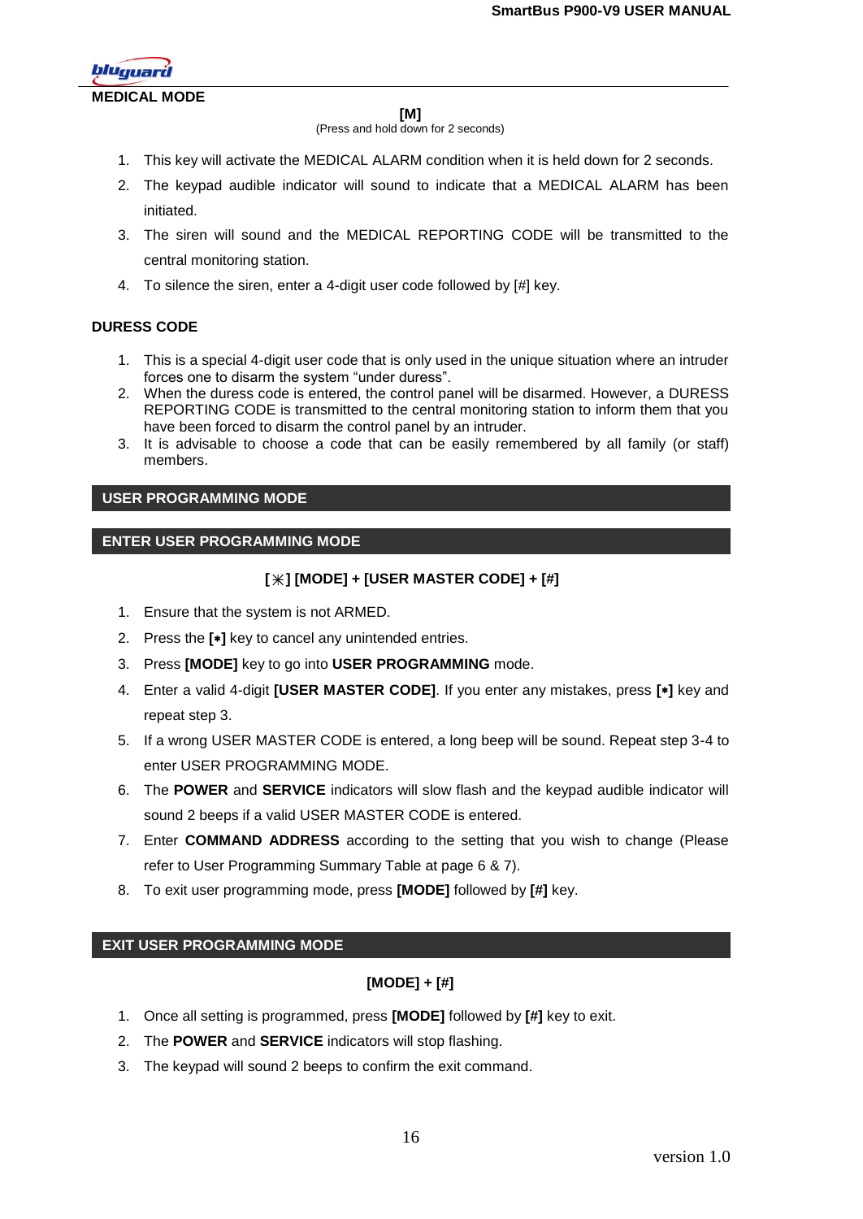## MEDICAL MODE

**[M]**
(Press and hold down for 2 seconds)

1. This key will activate the MEDICAL ALARM condition when it is held down for 2 seconds.
2. The keypad audible indicator will sound to indicate that a MEDICAL ALARM has been initiated.
3. The siren will sound and the MEDICAL REPORTING CODE will be transmitted to the central monitoring station.
4. To silence the siren, enter a 4-digit user code followed by [#] key.

## DURESS CODE

1. This is a special 4-digit user code that is only used in the unique situation where an intruder forces one to disarm the system "under duress".
2. When the duress code is entered, the control panel will be disarmed. However, a DURESS REPORTING CODE is transmitted to the central monitoring station to inform them that you have been forced to disarm the control panel by an intruder.
3. It is advisable to choose a code that can be easily remembered by all family (or staff) members.

## USER PROGRAMMING MODE

## ENTER USER PROGRAMMING MODE

**[✳] [MODE] + [USER MASTER CODE] + [#]**

1. Ensure that the system is not ARMED.
2. Press the **[∗]** key to cancel any unintended entries.
3. Press **[MODE]** key to go into **USER PROGRAMMING** mode.
4. Enter a valid 4-digit **[USER MASTER CODE]**. If you enter any mistakes, press **[∗]** key and repeat step 3.
5. If a wrong USER MASTER CODE is entered, a long beep will be sound. Repeat step 3-4 to enter USER PROGRAMMING MODE.
6. The **POWER** and **SERVICE** indicators will slow flash and the keypad audible indicator will sound 2 beeps if a valid USER MASTER CODE is entered.
7. Enter **COMMAND ADDRESS** according to the setting that you wish to change (Please refer to User Programming Summary Table at page 6 & 7).
8. To exit user programming mode, press **[MODE]** followed by **[#]** key.

## EXIT USER PROGRAMMING MODE

**[MODE] + [#]**

1. Once all setting is programmed, press **[MODE]** followed by **[#]** key to exit.
2. The **POWER** and **SERVICE** indicators will stop flashing.
3. The keypad will sound 2 beeps to confirm the exit command.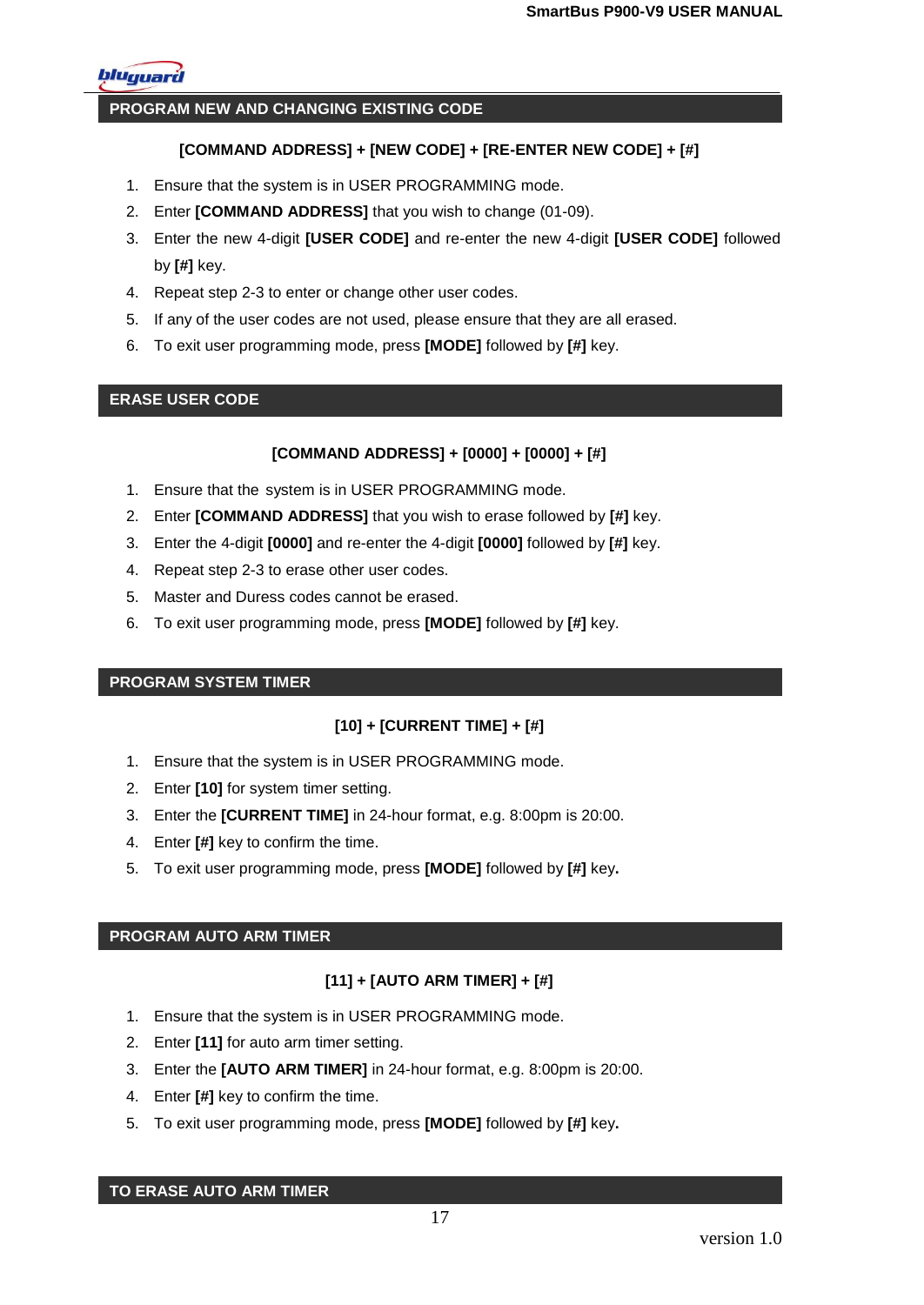## PROGRAM NEW AND CHANGING EXISTING CODE

**[COMMAND ADDRESS] + [NEW CODE] + [RE-ENTER NEW CODE] + [#]**

1. Ensure that the system is in USER PROGRAMMING mode.
2. Enter **[COMMAND ADDRESS]** that you wish to change (01-09).
3. Enter the new 4-digit **[USER CODE]** and re-enter the new 4-digit **[USER CODE]** followed by **[#]** key.
4. Repeat step 2-3 to enter or change other user codes.
5. If any of the user codes are not used, please ensure that they are all erased.
6. To exit user programming mode, press **[MODE]** followed by **[#]** key.

## ERASE USER CODE

**[COMMAND ADDRESS] + [0000] + [0000] + [#]**

1. Ensure that the system is in USER PROGRAMMING mode.
2. Enter **[COMMAND ADDRESS]** that you wish to erase followed by **[#]** key.
3. Enter the 4-digit **[0000]** and re-enter the 4-digit **[0000]** followed by **[#]** key.
4. Repeat step 2-3 to erase other user codes.
5. Master and Duress codes cannot be erased.
6. To exit user programming mode, press **[MODE]** followed by **[#]** key.

## PROGRAM SYSTEM TIMER

**[10] + [CURRENT TIME] + [#]**

1. Ensure that the system is in USER PROGRAMMING mode.
2. Enter **[10]** for system timer setting.
3. Enter the **[CURRENT TIME]** in 24-hour format, e.g. 8:00pm is 20:00.
4. Enter **[#]** key to confirm the time.
5. To exit user programming mode, press **[MODE]** followed by **[#]** key**.**

## PROGRAM AUTO ARM TIMER

**[11] + [AUTO ARM TIMER] + [#]**

1. Ensure that the system is in USER PROGRAMMING mode.
2. Enter **[11]** for auto arm timer setting.
3. Enter the **[AUTO ARM TIMER]** in 24-hour format, e.g. 8:00pm is 20:00.
4. Enter **[#]** key to confirm the time.
5. To exit user programming mode, press **[MODE]** followed by **[#]** key**.**

## TO ERASE AUTO ARM TIMER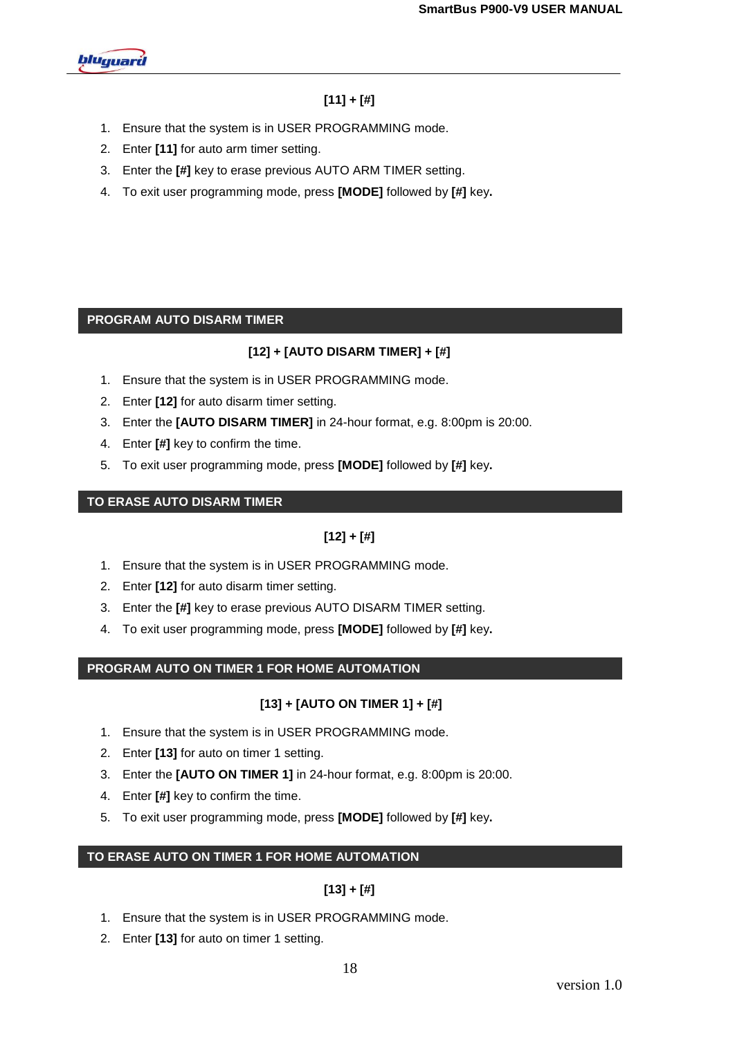**[11] + [#]**

1. Ensure that the system is in USER PROGRAMMING mode.
2. Enter **[11]** for auto arm timer setting.
3. Enter the **[#]** key to erase previous AUTO ARM TIMER setting.
4. To exit user programming mode, press **[MODE]** followed by **[#]** key**.**

## PROGRAM AUTO DISARM TIMER

**[12] + [AUTO DISARM TIMER] + [#]**

1. Ensure that the system is in USER PROGRAMMING mode.
2. Enter **[12]** for auto disarm timer setting.
3. Enter the **[AUTO DISARM TIMER]** in 24-hour format, e.g. 8:00pm is 20:00.
4. Enter **[#]** key to confirm the time.
5. To exit user programming mode, press **[MODE]** followed by **[#]** key**.**

## TO ERASE AUTO DISARM TIMER

**[12] + [#]**

1. Ensure that the system is in USER PROGRAMMING mode.
2. Enter **[12]** for auto disarm timer setting.
3. Enter the **[#]** key to erase previous AUTO DISARM TIMER setting.
4. To exit user programming mode, press **[MODE]** followed by **[#]** key**.**

## PROGRAM AUTO ON TIMER 1 FOR HOME AUTOMATION

**[13] + [AUTO ON TIMER 1] + [#]**

1. Ensure that the system is in USER PROGRAMMING mode.
2. Enter **[13]** for auto on timer 1 setting.
3. Enter the **[AUTO ON TIMER 1]** in 24-hour format, e.g. 8:00pm is 20:00.
4. Enter **[#]** key to confirm the time.
5. To exit user programming mode, press **[MODE]** followed by **[#]** key**.**

## TO ERASE AUTO ON TIMER 1 FOR HOME AUTOMATION

**[13] + [#]**

1. Ensure that the system is in USER PROGRAMMING mode.
2. Enter **[13]** for auto on timer 1 setting.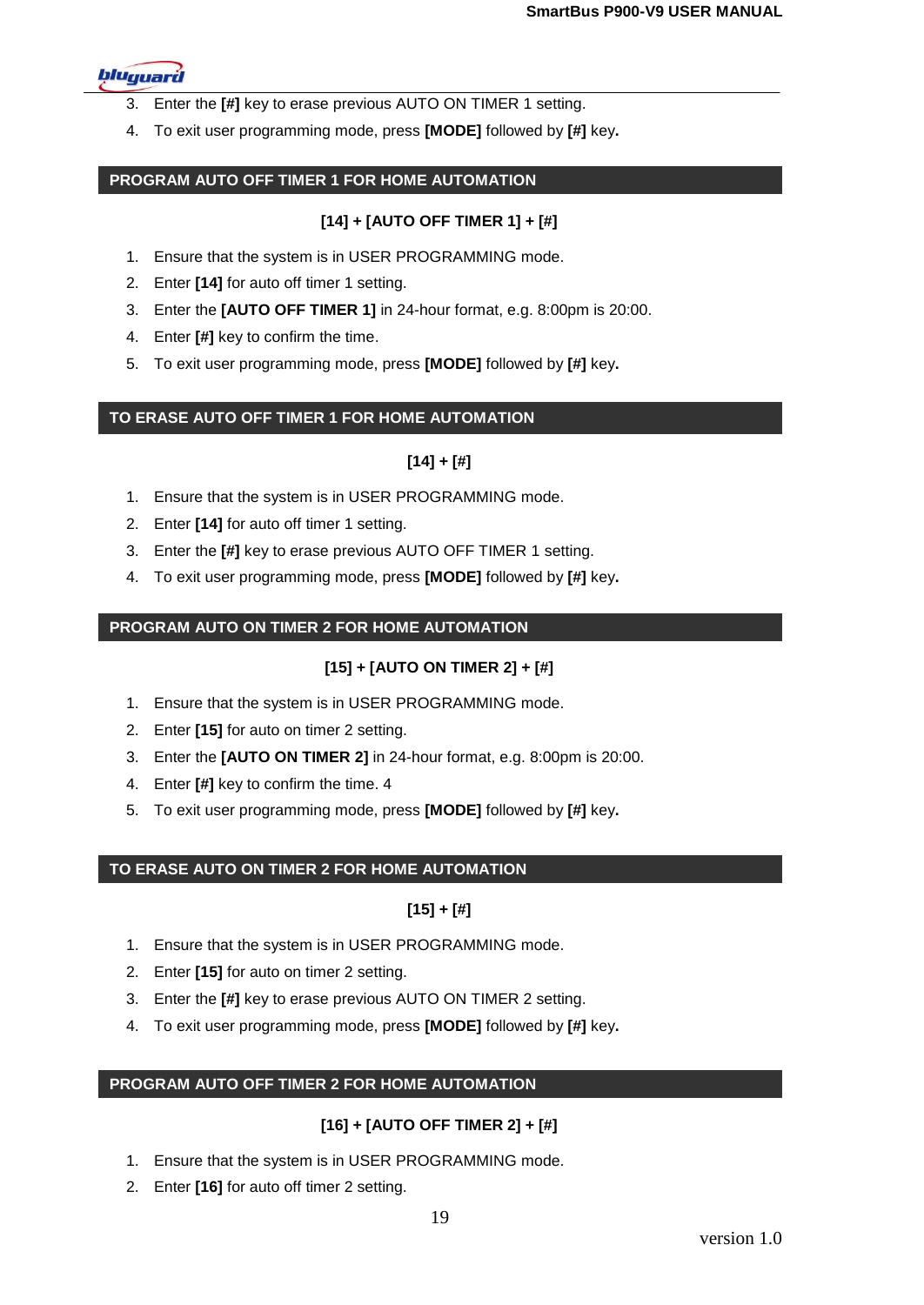3. Enter the **[#]** key to erase previous AUTO ON TIMER 1 setting.
4. To exit user programming mode, press **[MODE]** followed by **[#]** key**.**

## PROGRAM AUTO OFF TIMER 1 FOR HOME AUTOMATION

**[14] + [AUTO OFF TIMER 1] + [#]**

1. Ensure that the system is in USER PROGRAMMING mode.
2. Enter **[14]** for auto off timer 1 setting.
3. Enter the **[AUTO OFF TIMER 1]** in 24-hour format, e.g. 8:00pm is 20:00.
4. Enter **[#]** key to confirm the time.
5. To exit user programming mode, press **[MODE]** followed by **[#]** key**.**

## TO ERASE AUTO OFF TIMER 1 FOR HOME AUTOMATION

**[14] + [#]**

1. Ensure that the system is in USER PROGRAMMING mode.
2. Enter **[14]** for auto off timer 1 setting.
3. Enter the **[#]** key to erase previous AUTO OFF TIMER 1 setting.
4. To exit user programming mode, press **[MODE]** followed by **[#]** key**.**

## PROGRAM AUTO ON TIMER 2 FOR HOME AUTOMATION

**[15] + [AUTO ON TIMER 2] + [#]**

1. Ensure that the system is in USER PROGRAMMING mode.
2. Enter **[15]** for auto on timer 2 setting.
3. Enter the **[AUTO ON TIMER 2]** in 24-hour format, e.g. 8:00pm is 20:00.
4. Enter **[#]** key to confirm the time. 4
5. To exit user programming mode, press **[MODE]** followed by **[#]** key**.**

## TO ERASE AUTO ON TIMER 2 FOR HOME AUTOMATION

**[15] + [#]**

1. Ensure that the system is in USER PROGRAMMING mode.
2. Enter **[15]** for auto on timer 2 setting.
3. Enter the **[#]** key to erase previous AUTO ON TIMER 2 setting.
4. To exit user programming mode, press **[MODE]** followed by **[#]** key**.**

## PROGRAM AUTO OFF TIMER 2 FOR HOME AUTOMATION

**[16] + [AUTO OFF TIMER 2] + [#]**

1. Ensure that the system is in USER PROGRAMMING mode.
2. Enter **[16]** for auto off timer 2 setting.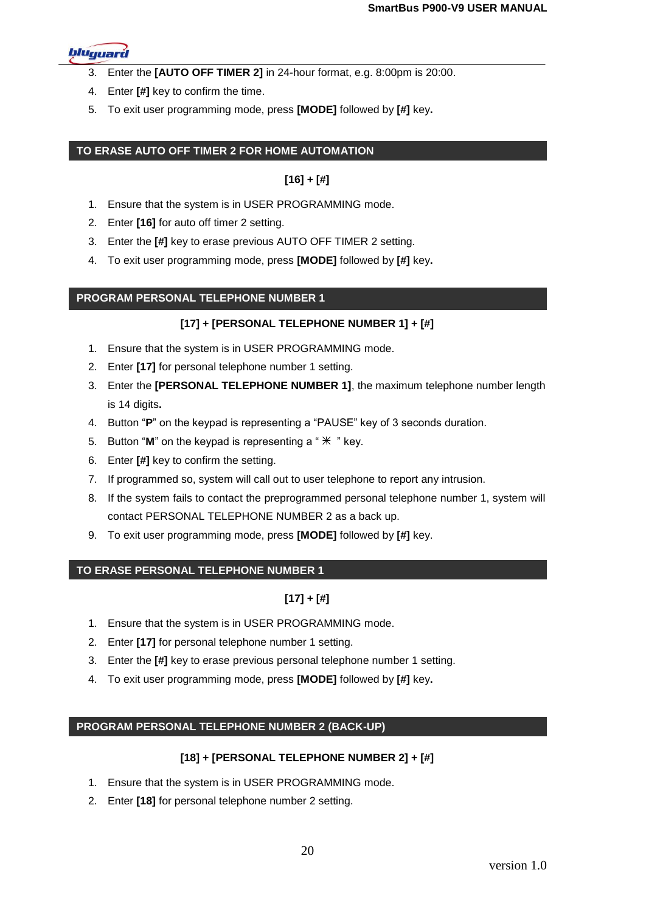3. Enter the **[AUTO OFF TIMER 2]** in 24-hour format, e.g. 8:00pm is 20:00.
4. Enter **[#]** key to confirm the time.
5. To exit user programming mode, press **[MODE]** followed by **[#]** key**.**

## TO ERASE AUTO OFF TIMER 2 FOR HOME AUTOMATION

**[16] + [#]**

1. Ensure that the system is in USER PROGRAMMING mode.
2. Enter **[16]** for auto off timer 2 setting.
3. Enter the **[#]** key to erase previous AUTO OFF TIMER 2 setting.
4. To exit user programming mode, press **[MODE]** followed by **[#]** key**.**

## PROGRAM PERSONAL TELEPHONE NUMBER 1

**[17] + [PERSONAL TELEPHONE NUMBER 1] + [#]**

1. Ensure that the system is in USER PROGRAMMING mode.
2. Enter **[17]** for personal telephone number 1 setting.
3. Enter the **[PERSONAL TELEPHONE NUMBER 1]**, the maximum telephone number length is 14 digits**.**
4. Button "**P**" on the keypad is representing a "PAUSE" key of 3 seconds duration.
5. Button "**M**" on the keypad is representing a " ✳ " key.
6. Enter **[#]** key to confirm the setting.
7. If programmed so, system will call out to user telephone to report any intrusion.
8. If the system fails to contact the preprogrammed personal telephone number 1, system will contact PERSONAL TELEPHONE NUMBER 2 as a back up.
9. To exit user programming mode, press **[MODE]** followed by **[#]** key.

## TO ERASE PERSONAL TELEPHONE NUMBER 1

**[17] + [#]**

1. Ensure that the system is in USER PROGRAMMING mode.
2. Enter **[17]** for personal telephone number 1 setting.
3. Enter the **[#]** key to erase previous personal telephone number 1 setting.
4. To exit user programming mode, press **[MODE]** followed by **[#]** key**.**

## PROGRAM PERSONAL TELEPHONE NUMBER 2 (BACK-UP)

**[18] + [PERSONAL TELEPHONE NUMBER 2] + [#]**

1. Ensure that the system is in USER PROGRAMMING mode.
2. Enter **[18]** for personal telephone number 2 setting.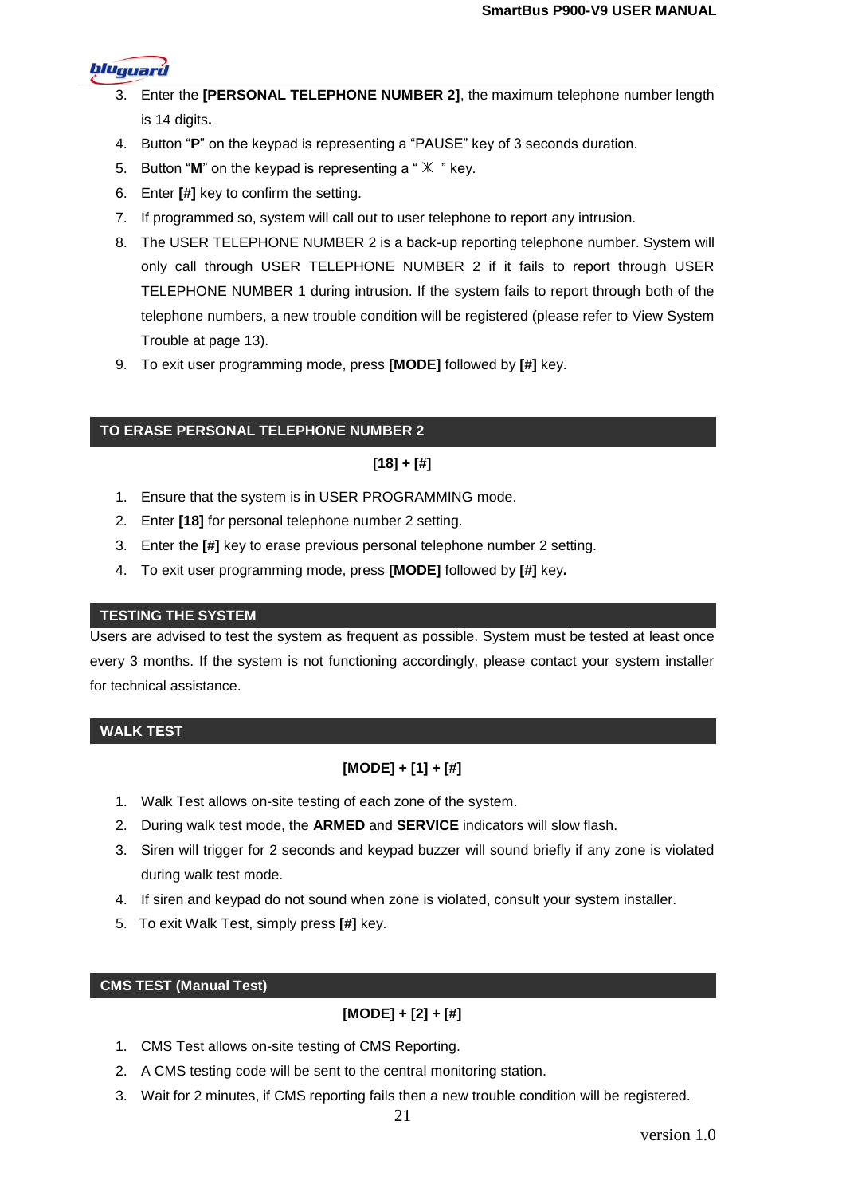3. Enter the **[PERSONAL TELEPHONE NUMBER 2]**, the maximum telephone number length is 14 digits**.**
4. Button "**P**" on the keypad is representing a "PAUSE" key of 3 seconds duration.
5. Button "**M**" on the keypad is representing a " ✳ " key.
6. Enter **[#]** key to confirm the setting.
7. If programmed so, system will call out to user telephone to report any intrusion.
8. The USER TELEPHONE NUMBER 2 is a back-up reporting telephone number. System will only call through USER TELEPHONE NUMBER 2 if it fails to report through USER TELEPHONE NUMBER 1 during intrusion. If the system fails to report through both of the telephone numbers, a new trouble condition will be registered (please refer to View System Trouble at page 13).
9. To exit user programming mode, press **[MODE]** followed by **[#]** key.

## TO ERASE PERSONAL TELEPHONE NUMBER 2

**[18] + [#]**

1. Ensure that the system is in USER PROGRAMMING mode.
2. Enter **[18]** for personal telephone number 2 setting.
3. Enter the **[#]** key to erase previous personal telephone number 2 setting.
4. To exit user programming mode, press **[MODE]** followed by **[#]** key**.**

## TESTING THE SYSTEM

Users are advised to test the system as frequent as possible. System must be tested at least once every 3 months. If the system is not functioning accordingly, please contact your system installer for technical assistance.

## WALK TEST

**[MODE] + [1] + [#]**

1. Walk Test allows on-site testing of each zone of the system.
2. During walk test mode, the **ARMED** and **SERVICE** indicators will slow flash.
3. Siren will trigger for 2 seconds and keypad buzzer will sound briefly if any zone is violated during walk test mode.
4. If siren and keypad do not sound when zone is violated, consult your system installer.
5. To exit Walk Test, simply press **[#]** key.

## CMS TEST (Manual Test)

**[MODE] + [2] + [#]**

1. CMS Test allows on-site testing of CMS Reporting.
2. A CMS testing code will be sent to the central monitoring station.
3. Wait for 2 minutes, if CMS reporting fails then a new trouble condition will be registered.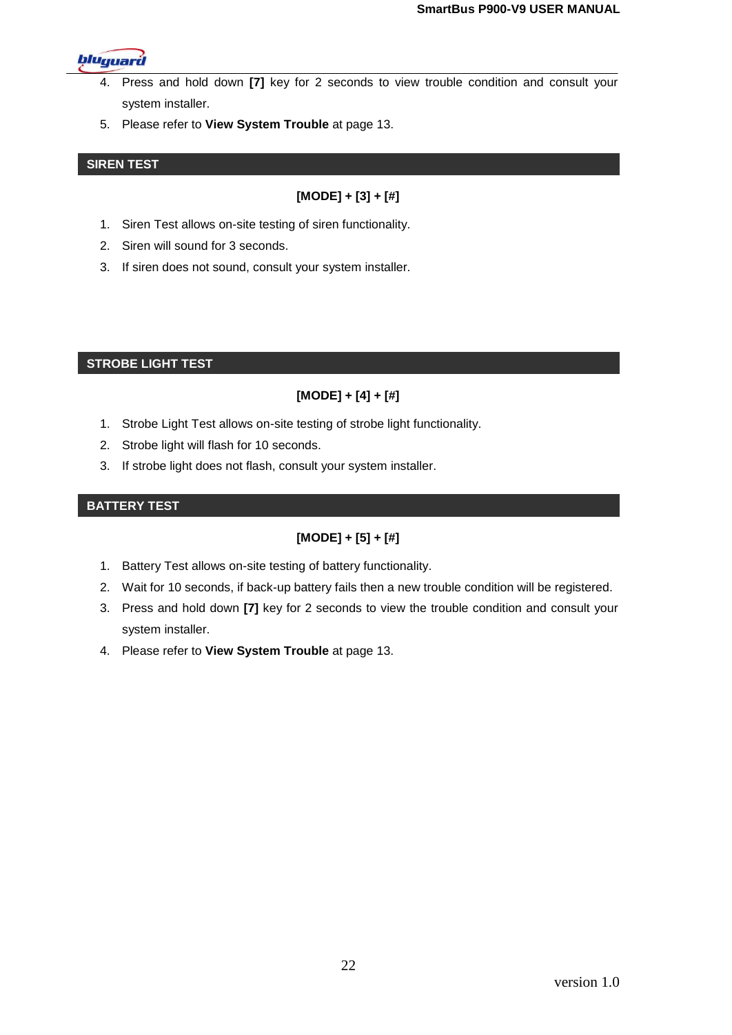4. Press and hold down **[7]** key for 2 seconds to view trouble condition and consult your system installer.
5. Please refer to **View System Trouble** at page 13.

## SIREN TEST

**[MODE] + [3] + [#]**

1. Siren Test allows on-site testing of siren functionality.
2. Siren will sound for 3 seconds.
3. If siren does not sound, consult your system installer.

## STROBE LIGHT TEST

**[MODE] + [4] + [#]**

1. Strobe Light Test allows on-site testing of strobe light functionality.
2. Strobe light will flash for 10 seconds.
3. If strobe light does not flash, consult your system installer.

## BATTERY TEST

**[MODE] + [5] + [#]**

1. Battery Test allows on-site testing of battery functionality.
2. Wait for 10 seconds, if back-up battery fails then a new trouble condition will be registered.
3. Press and hold down **[7]** key for 2 seconds to view the trouble condition and consult your system installer.
4. Please refer to **View System Trouble** at page 13.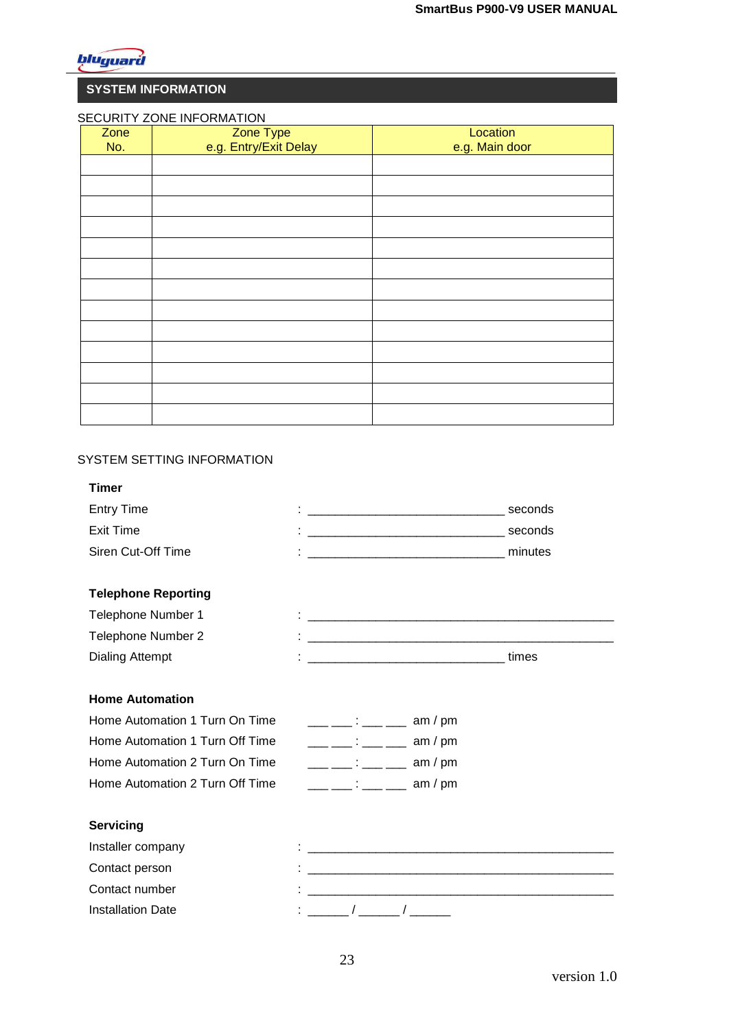## SYSTEM INFORMATION

SECURITY ZONE INFORMATION

| Zone No. | Zone Type e.g. Entry/Exit Delay | Location e.g. Main door |
|---|---|---|
| | | |
| | | |
| | | |
| | | |
| | | |
| | | |
| | | |
| | | |
| | | |
| | | |
| | | |
| | | |
| | | |

SYSTEM SETTING INFORMATION

**Timer**

Entry Time : ____________________________ seconds

Exit Time : ____________________________ seconds

Siren Cut-Off Time : ____________________________ minutes

**Telephone Reporting**

Telephone Number 1 : ____________________________________________

Telephone Number 2 : ____________________________________________

Dialing Attempt : ____________________________ times

**Home Automation**

Home Automation 1 Turn On Time ___ ___ : ___ ___ am / pm

Home Automation 1 Turn Off Time ___ ___ : ___ ___ am / pm

Home Automation 2 Turn On Time ___ ___ : ___ ___ am / pm

Home Automation 2 Turn Off Time ___ ___ : ___ ___ am / pm

**Servicing**

Installer company : ____________________________________________

Contact person : ____________________________________________

Contact number : ____________________________________________

Installation Date : ______ / ______ / ______